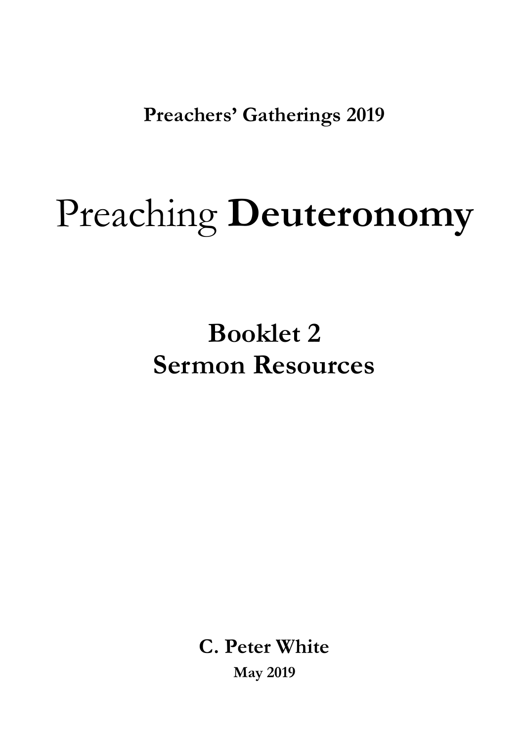**Preachers' Gatherings 2019**

# Preaching **Deuteronomy**

## Booklet 2
## Sermon Resources

**C. Peter White**

**May 2019**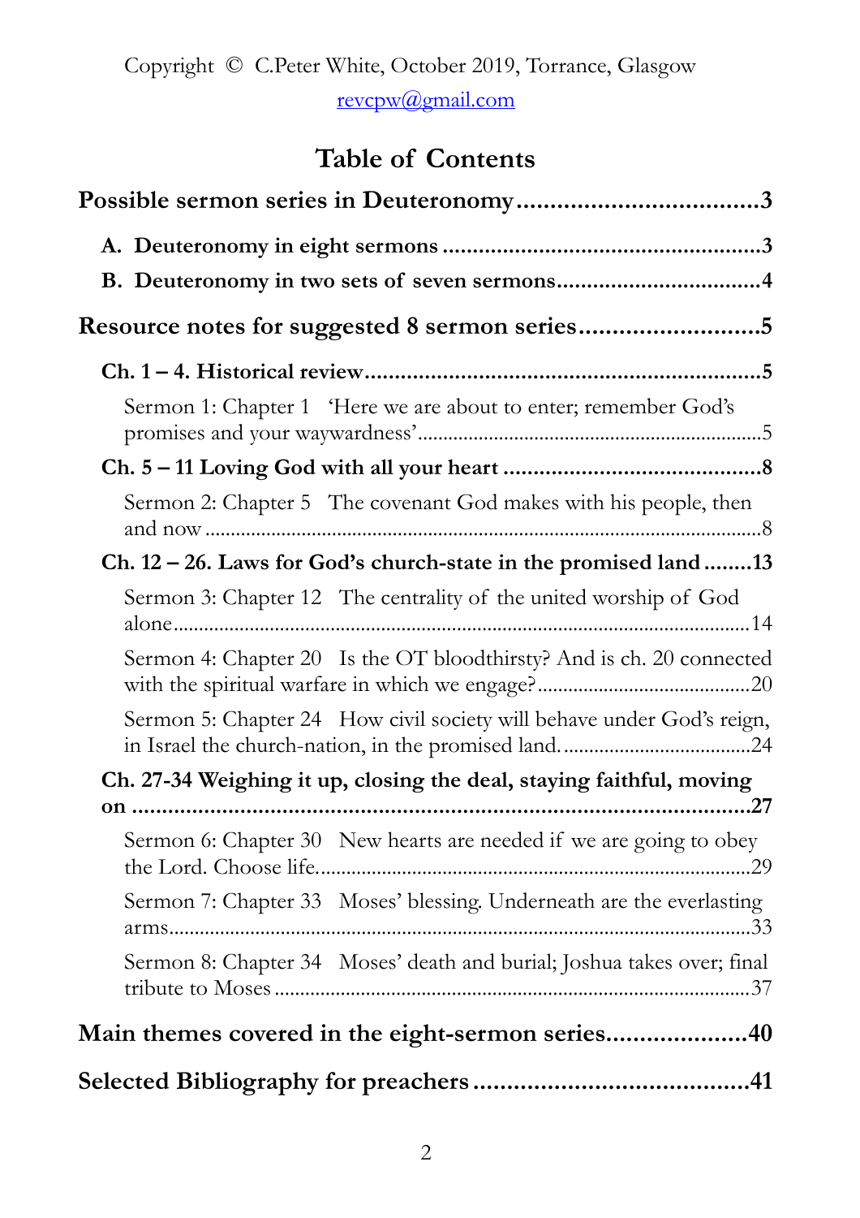Copyright © C.Peter White, October 2019, Torrance, Glasgow

revcpw@gmail.com

# Table of Contents

**Possible sermon series in Deuteronomy....................................3**

- **A. Deuteronomy in eight sermons .....................................................3**
- **B. Deuteronomy in two sets of seven sermons.................................4**

**Resource notes for suggested 8 sermon series...........................5**

- **Ch. 1 – 4. Historical review.................................................................5**
  - Sermon 1: Chapter 1 'Here we are about to enter; remember God's promises and your waywardness'..................................................................5
- **Ch. 5 – 11 Loving God with all your heart ..........................................8**
  - Sermon 2: Chapter 5 The covenant God makes with his people, then and now ..............................................................................................................8
- **Ch. 12 – 26. Laws for God's church-state in the promised land ........13**
  - Sermon 3: Chapter 12 The centrality of the united worship of God alone.................................................................................................14
  - Sermon 4: Chapter 20 Is the OT bloodthirsty? And is ch. 20 connected with the spiritual warfare in which we engage?.........................................20
  - Sermon 5: Chapter 24 How civil society will behave under God's reign, in Israel the church-nation, in the promised land.....................................24
- **Ch. 27-34 Weighing it up, closing the deal, staying faithful, moving on ..................................................................................................27**
  - Sermon 6: Chapter 30 New hearts are needed if we are going to obey the Lord. Choose life.....................................................................................29
  - Sermon 7: Chapter 33 Moses' blessing. Underneath are the everlasting arms...................................................................................................33
  - Sermon 8: Chapter 34 Moses' death and burial; Joshua takes over; final tribute to Moses .............................................................................................37

**Main themes covered in the eight-sermon series.....................40**

**Selected Bibliography for preachers ........................................41**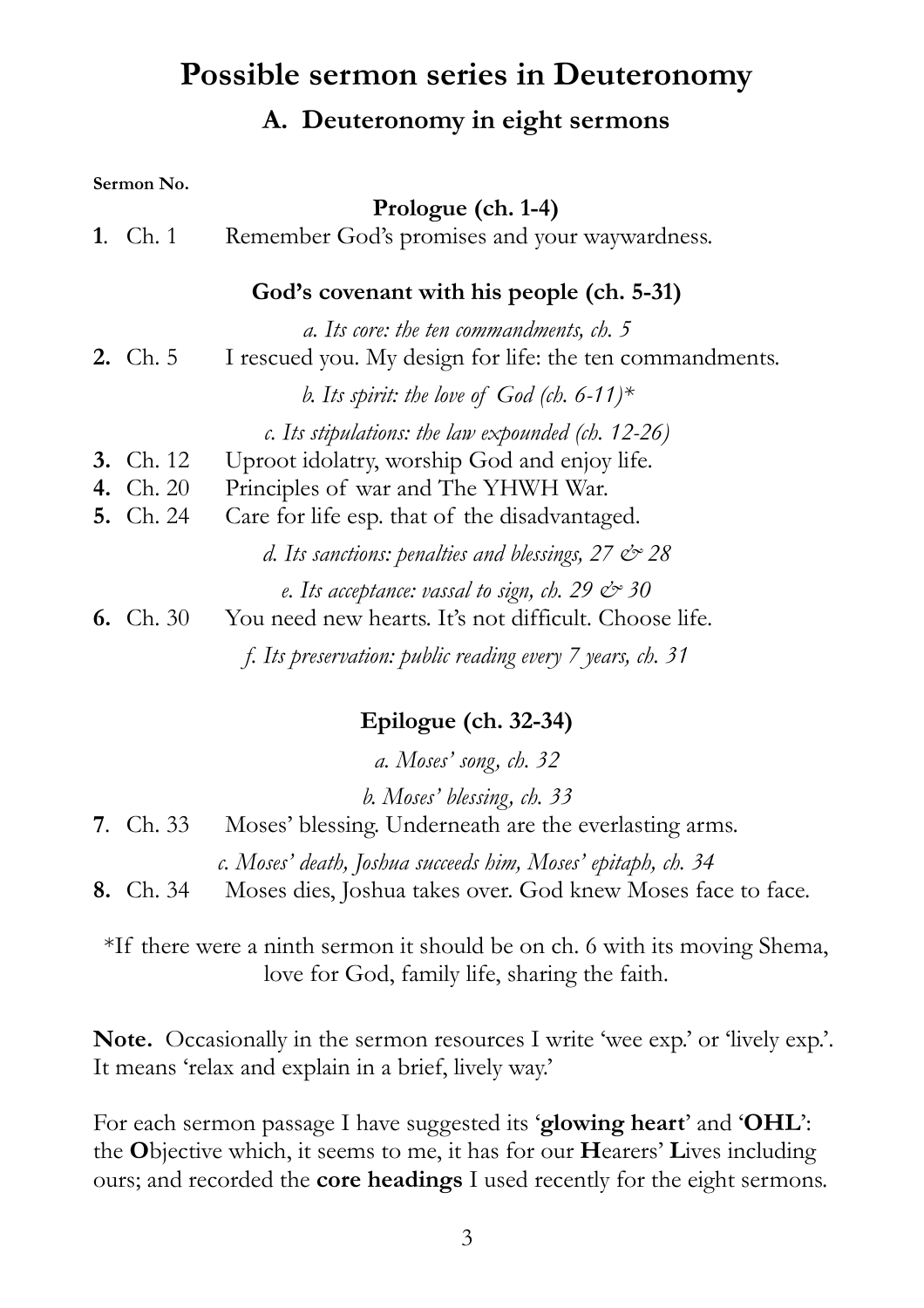# Possible sermon series in Deuteronomy

## A. Deuteronomy in eight sermons

**Sermon No.**

**Prologue (ch. 1-4)**

**1**. Ch. 1 — Remember God's promises and your waywardness.

**God's covenant with his people (ch. 5-31)**

*a. Its core: the ten commandments, ch. 5*

**2.** Ch. 5 — I rescued you. My design for life: the ten commandments.

*b. Its spirit: the love of God (ch. 6-11)**

*c. Its stipulations: the law expounded (ch. 12-26)*

**3.** Ch. 12 — Uproot idolatry, worship God and enjoy life.
**4.** Ch. 20 — Principles of war and The YHWH War.
**5.** Ch. 24 — Care for life esp. that of the disadvantaged.

*d. Its sanctions: penalties and blessings, 27 & 28*

*e. Its acceptance: vassal to sign, ch. 29 & 30*

**6.** Ch. 30 — You need new hearts. It's not difficult. Choose life.

*f. Its preservation: public reading every 7 years, ch. 31*

**Epilogue (ch. 32-34)**

*a. Moses' song, ch. 32*

*b. Moses' blessing, ch. 33*

**7**. Ch. 33 — Moses' blessing. Underneath are the everlasting arms.

*c. Moses' death, Joshua succeeds him, Moses' epitaph, ch. 34*

**8.** Ch. 34 — Moses dies, Joshua takes over. God knew Moses face to face.

*If there were a ninth sermon it should be on ch. 6 with its moving Shema, love for God, family life, sharing the faith.

**Note.** Occasionally in the sermon resources I write 'wee exp.' or 'lively exp.'. It means 'relax and explain in a brief, lively way.'

For each sermon passage I have suggested its '**glowing heart**' and '**OHL**': the **O**bjective which, it seems to me, it has for our **H**earers' **L**ives including ours; and recorded the **core headings** I used recently for the eight sermons.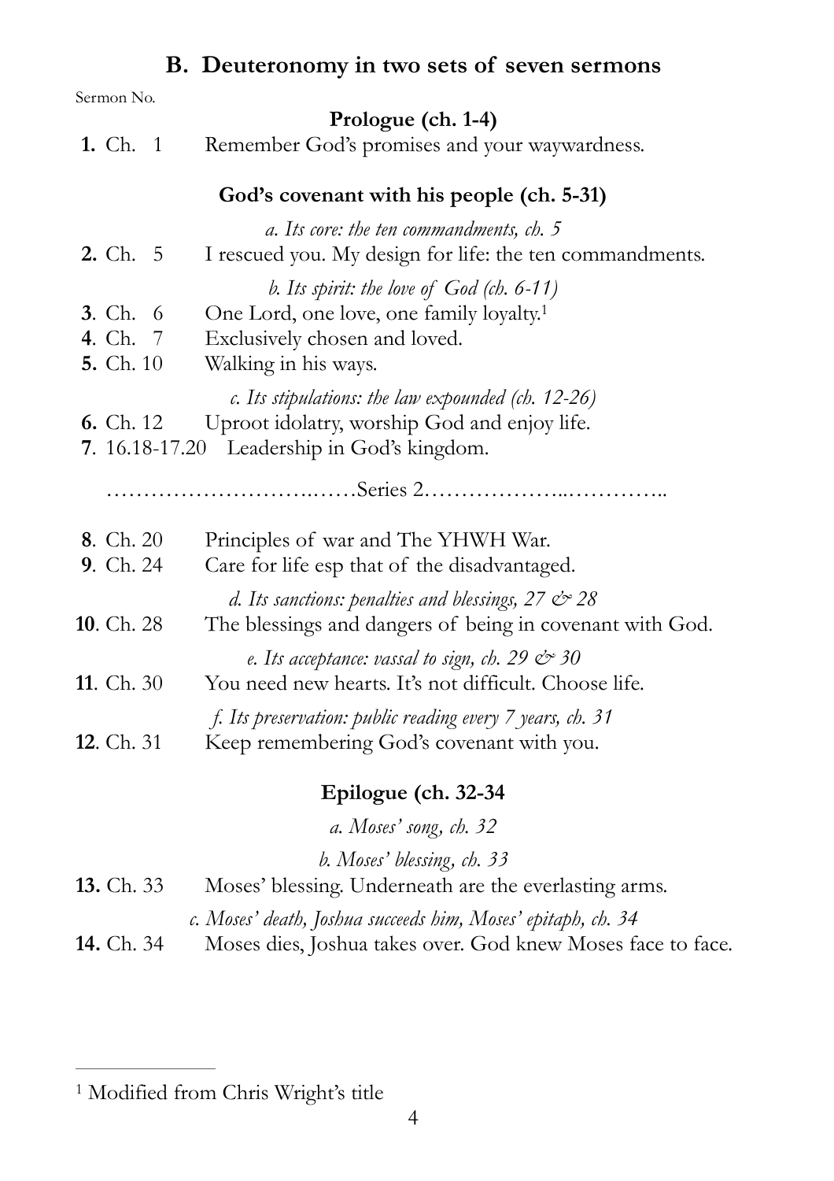## B. Deuteronomy in two sets of seven sermons

Sermon No.

**Prologue (ch. 1-4)**

**1.** Ch. 1 Remember God's promises and your waywardness.

**God's covenant with his people (ch. 5-31)**

*a. Its core: the ten commandments, ch. 5*

**2.** Ch. 5 I rescued you. My design for life: the ten commandments.

*b. Its spirit: the love of God (ch. 6-11)*

**3**. Ch. 6 One Lord, one love, one family loyalty.[1]

**4**. Ch. 7 Exclusively chosen and loved.

**5.** Ch. 10 Walking in his ways.

*c. Its stipulations: the law expounded (ch. 12-26)*

**6.** Ch. 12 Uproot idolatry, worship God and enjoy life.

**7**. 16.18-17.20 Leadership in God's kingdom.

…………………….……Series 2……………..…………..

**8**. Ch. 20 Principles of war and The YHWH War.

**9**. Ch. 24 Care for life esp that of the disadvantaged.

*d. Its sanctions: penalties and blessings, 27 & 28*

**10**. Ch. 28 The blessings and dangers of being in covenant with God.

*e. Its acceptance: vassal to sign, ch. 29 & 30*

**11**. Ch. 30 You need new hearts. It's not difficult. Choose life.

*f. Its preservation: public reading every 7 years, ch. 31*

**12**. Ch. 31 Keep remembering God's covenant with you.

**Epilogue (ch. 32-34**

*a. Moses' song, ch. 32*

*b. Moses' blessing, ch. 33*

**13.** Ch. 33 Moses' blessing. Underneath are the everlasting arms.

*c. Moses' death, Joshua succeeds him, Moses' epitaph, ch. 34*

**14.** Ch. 34 Moses dies, Joshua takes over. God knew Moses face to face.

---

[1] Modified from Chris Wright's title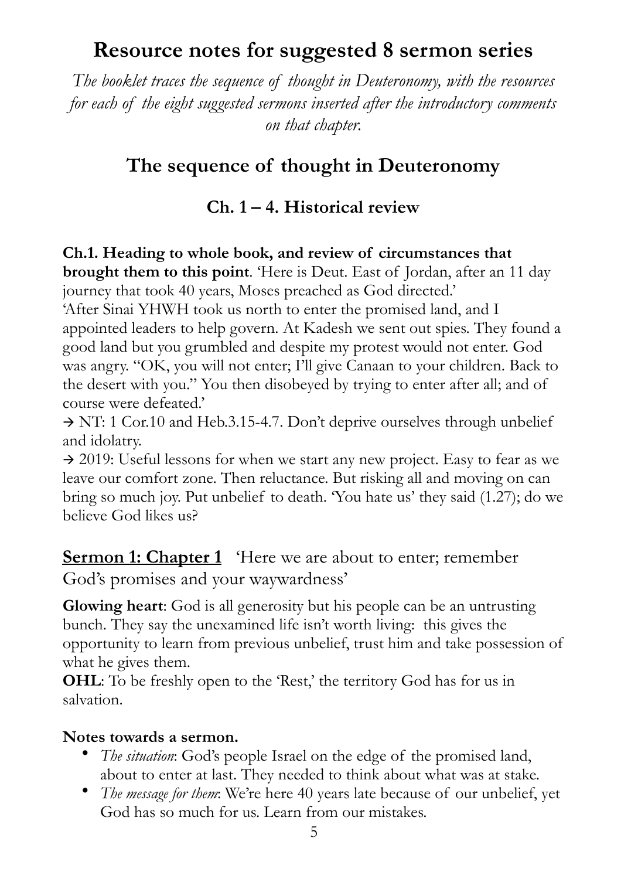# Resource notes for suggested 8 sermon series

*The booklet traces the sequence of thought in Deuteronomy, with the resources for each of the eight suggested sermons inserted after the introductory comments on that chapter.*

## The sequence of thought in Deuteronomy

### Ch. 1 – 4. Historical review

**Ch.1. Heading to whole book, and review of circumstances that brought them to this point**. 'Here is Deut. East of Jordan, after an 11 day journey that took 40 years, Moses preached as God directed.'
'After Sinai YHWH took us north to enter the promised land, and I appointed leaders to help govern. At Kadesh we sent out spies. They found a good land but you grumbled and despite my protest would not enter. God was angry. "OK, you will not enter; I'll give Canaan to your children. Back to the desert with you." You then disobeyed by trying to enter after all; and of course were defeated.'
→ NT: 1 Cor.10 and Heb.3.15-4.7. Don't deprive ourselves through unbelief and idolatry.
→ 2019: Useful lessons for when we start any new project. Easy to fear as we leave our comfort zone. Then reluctance. But risking all and moving on can bring so much joy. Put unbelief to death. 'You hate us' they said (1.27); do we believe God likes us?

**<u>Sermon 1: Chapter 1</u>** 'Here we are about to enter; remember God's promises and your waywardness'

**Glowing heart**: God is all generosity but his people can be an untrusting bunch. They say the unexamined life isn't worth living: this gives the opportunity to learn from previous unbelief, trust him and take possession of what he gives them.
**OHL**: To be freshly open to the 'Rest,' the territory God has for us in salvation.

**Notes towards a sermon.**

- *The situation*: God's people Israel on the edge of the promised land, about to enter at last. They needed to think about what was at stake.
- *The message for them*: We're here 40 years late because of our unbelief, yet God has so much for us. Learn from our mistakes.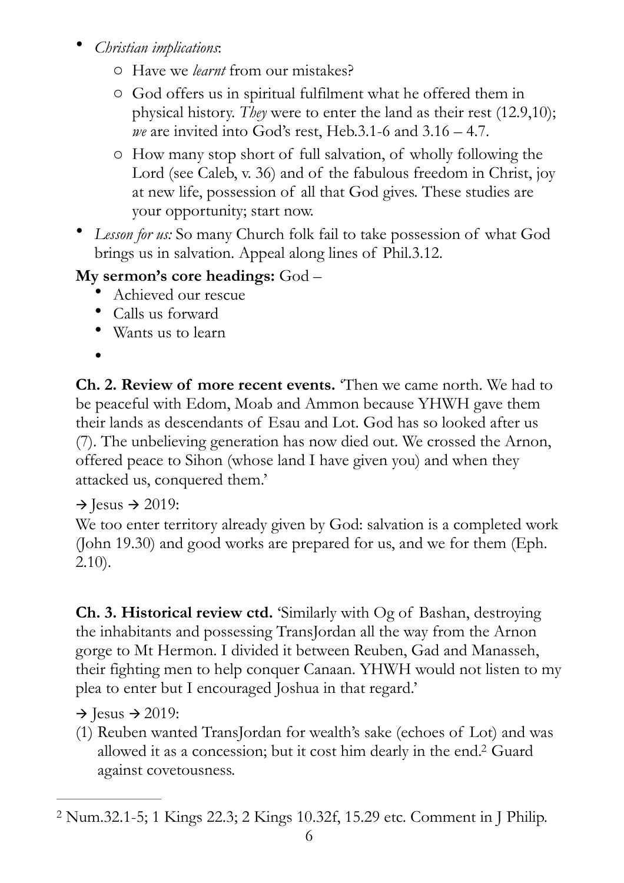- *Christian implications*:
    - Have we *learnt* from our mistakes?
    - God offers us in spiritual fulfilment what he offered them in physical history. *They* were to enter the land as their rest (12.9,10); *we* are invited into God's rest, Heb.3.1-6 and 3.16 – 4.7.
    - How many stop short of full salvation, of wholly following the Lord (see Caleb, v. 36) and of the fabulous freedom in Christ, joy at new life, possession of all that God gives. These studies are your opportunity; start now.
- *Lesson for us:* So many Church folk fail to take possession of what God brings us in salvation. Appeal along lines of Phil.3.12.

**My sermon's core headings:** God –

- Achieved our rescue
- Calls us forward
- Wants us to learn
- 

**Ch. 2. Review of more recent events.** 'Then we came north. We had to be peaceful with Edom, Moab and Ammon because YHWH gave them their lands as descendants of Esau and Lot. God has so looked after us (7). The unbelieving generation has now died out. We crossed the Arnon, offered peace to Sihon (whose land I have given you) and when they attacked us, conquered them.'

→ Jesus → 2019:

We too enter territory already given by God: salvation is a completed work (John 19.30) and good works are prepared for us, and we for them (Eph. 2.10).

**Ch. 3. Historical review ctd.** 'Similarly with Og of Bashan, destroying the inhabitants and possessing TransJordan all the way from the Arnon gorge to Mt Hermon. I divided it between Reuben, Gad and Manasseh, their fighting men to help conquer Canaan. YHWH would not listen to my plea to enter but I encouraged Joshua in that regard.'

→ Jesus → 2019:

(1) Reuben wanted TransJordan for wealth's sake (echoes of Lot) and was allowed it as a concession; but it cost him dearly in the end.[2] Guard against covetousness.

---

[2] Num.32.1-5; 1 Kings 22.3; 2 Kings 10.32f, 15.29 etc. Comment in J Philip.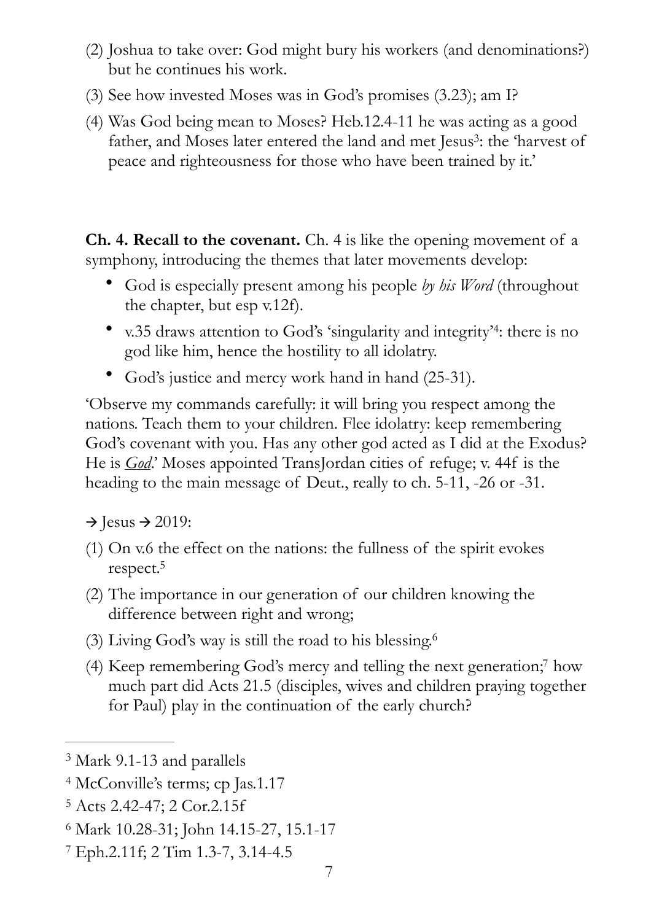(2) Joshua to take over: God might bury his workers (and denominations?) but he continues his work.

(3) See how invested Moses was in God's promises (3.23); am I?

(4) Was God being mean to Moses? Heb.12.4-11 he was acting as a good father, and Moses later entered the land and met Jesus[3]: the 'harvest of peace and righteousness for those who have been trained by it.'

**Ch. 4. Recall to the covenant.** Ch. 4 is like the opening movement of a symphony, introducing the themes that later movements develop:

- God is especially present among his people *by his Word* (throughout the chapter, but esp v.12f).
- v.35 draws attention to God's 'singularity and integrity'[4]: there is no god like him, hence the hostility to all idolatry.
- God's justice and mercy work hand in hand (25-31).

'Observe my commands carefully: it will bring you respect among the nations. Teach them to your children. Flee idolatry: keep remembering God's covenant with you. Has any other god acted as I did at the Exodus? He is ***God***.' Moses appointed TransJordan cities of refuge; v. 44f is the heading to the main message of Deut., really to ch. 5-11, -26 or -31.

→ Jesus → 2019:

(1) On v.6 the effect on the nations: the fullness of the spirit evokes respect.[5]

(2) The importance in our generation of our children knowing the difference between right and wrong;

(3) Living God's way is still the road to his blessing.[6]

(4) Keep remembering God's mercy and telling the next generation;[7] how much part did Acts 21.5 (disciples, wives and children praying together for Paul) play in the continuation of the early church?

---

[3] Mark 9.1-13 and parallels

[4] McConville's terms; cp Jas.1.17

[5] Acts 2.42-47; 2 Cor.2.15f

[6] Mark 10.28-31; John 14.15-27, 15.1-17

[7] Eph.2.11f; 2 Tim 1.3-7, 3.14-4.5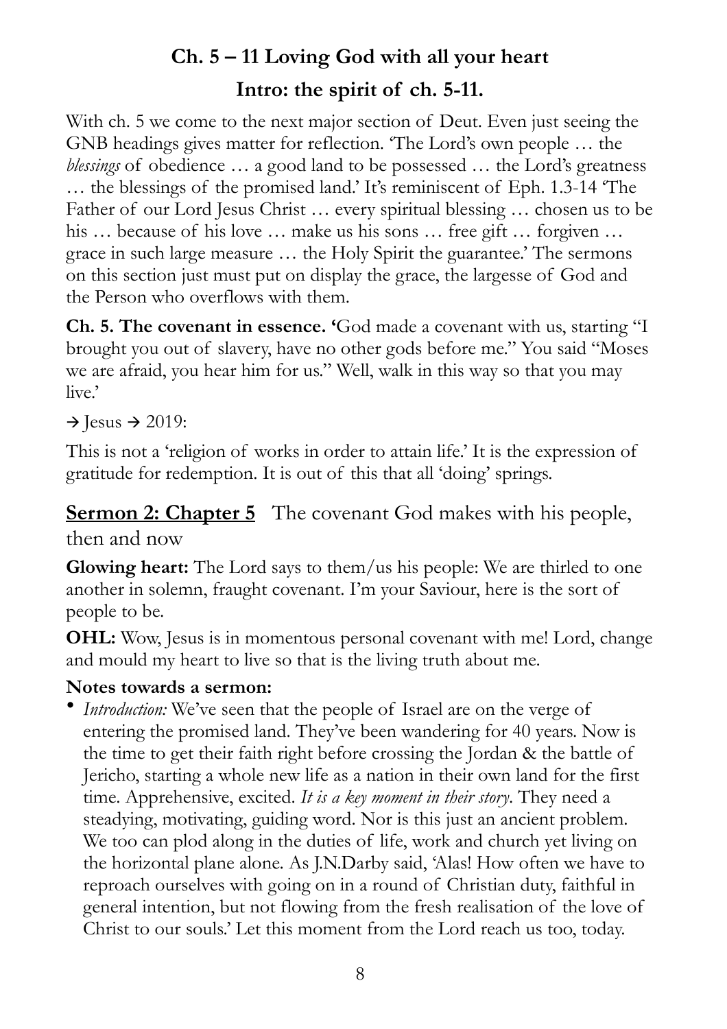## Ch. 5 – 11 Loving God with all your heart

### Intro: the spirit of ch. 5-11.

With ch. 5 we come to the next major section of Deut. Even just seeing the GNB headings gives matter for reflection. 'The Lord's own people … the *blessings* of obedience … a good land to be possessed … the Lord's greatness … the blessings of the promised land.' It's reminiscent of Eph. 1.3-14 'The Father of our Lord Jesus Christ … every spiritual blessing … chosen us to be his … because of his love … make us his sons … free gift … forgiven … grace in such large measure … the Holy Spirit the guarantee.' The sermons on this section just must put on display the grace, the largesse of God and the Person who overflows with them.

**Ch. 5. The covenant in essence. '**God made a covenant with us, starting "I brought you out of slavery, have no other gods before me." You said "Moses we are afraid, you hear him for us." Well, walk in this way so that you may live.'

→ Jesus → 2019:

This is not a 'religion of works in order to attain life.' It is the expression of gratitude for redemption. It is out of this that all 'doing' springs.

**<u>Sermon 2: Chapter 5</u>** The covenant God makes with his people, then and now

**Glowing heart:** The Lord says to them/us his people: We are thirled to one another in solemn, fraught covenant. I'm your Saviour, here is the sort of people to be.

**OHL:** Wow, Jesus is in momentous personal covenant with me! Lord, change and mould my heart to live so that is the living truth about me.

**Notes towards a sermon:**

- *Introduction:* We've seen that the people of Israel are on the verge of entering the promised land. They've been wandering for 40 years. Now is the time to get their faith right before crossing the Jordan & the battle of Jericho, starting a whole new life as a nation in their own land for the first time. Apprehensive, excited. *It is a key moment in their story*. They need a steadying, motivating, guiding word. Nor is this just an ancient problem. We too can plod along in the duties of life, work and church yet living on the horizontal plane alone. As J.N.Darby said, 'Alas! How often we have to reproach ourselves with going on in a round of Christian duty, faithful in general intention, but not flowing from the fresh realisation of the love of Christ to our souls.' Let this moment from the Lord reach us too, today.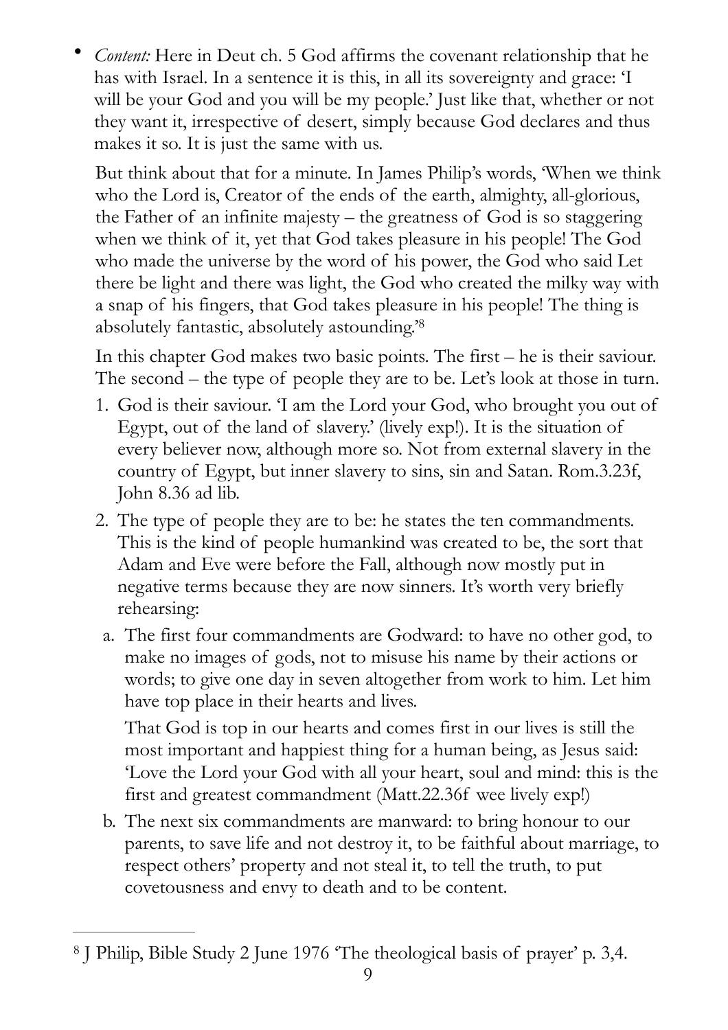- *Content:* Here in Deut ch. 5 God affirms the covenant relationship that he has with Israel. In a sentence it is this, in all its sovereignty and grace: 'I will be your God and you will be my people.' Just like that, whether or not they want it, irrespective of desert, simply because God declares and thus makes it so. It is just the same with us.

  But think about that for a minute. In James Philip's words, 'When we think who the Lord is, Creator of the ends of the earth, almighty, all-glorious, the Father of an infinite majesty – the greatness of God is so staggering when we think of it, yet that God takes pleasure in his people! The God who made the universe by the word of his power, the God who said Let there be light and there was light, the God who created the milky way with a snap of his fingers, that God takes pleasure in his people! The thing is absolutely fantastic, absolutely astounding.'[8]

  In this chapter God makes two basic points. The first – he is their saviour. The second – the type of people they are to be. Let's look at those in turn.

  1. God is their saviour. 'I am the Lord your God, who brought you out of Egypt, out of the land of slavery.' (lively exp!). It is the situation of every believer now, although more so. Not from external slavery in the country of Egypt, but inner slavery to sins, sin and Satan. Rom.3.23f, John 8.36 ad lib.
  2. The type of people they are to be: he states the ten commandments. This is the kind of people humankind was created to be, the sort that Adam and Eve were before the Fall, although now mostly put in negative terms because they are now sinners. It's worth very briefly rehearsing:
     a. The first four commandments are Godward: to have no other god, to make no images of gods, not to misuse his name by their actions or words; to give one day in seven altogether from work to him. Let him have top place in their hearts and lives.

        That God is top in our hearts and comes first in our lives is still the most important and happiest thing for a human being, as Jesus said: 'Love the Lord your God with all your heart, soul and mind: this is the first and greatest commandment (Matt.22.36f wee lively exp!)

     b. The next six commandments are manward: to bring honour to our parents, to save life and not destroy it, to be faithful about marriage, to respect others' property and not steal it, to tell the truth, to put covetousness and envy to death and to be content.

---

[8] J Philip, Bible Study 2 June 1976 'The theological basis of prayer' p. 3,4.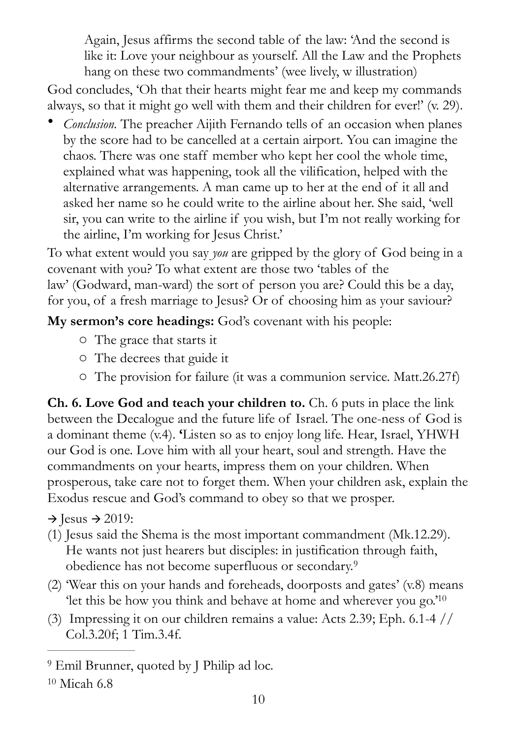> Again, Jesus affirms the second table of the law: 'And the second is like it: Love your neighbour as yourself. All the Law and the Prophets hang on these two commandments' (wee lively, w illustration)

God concludes, 'Oh that their hearts might fear me and keep my commands always, so that it might go well with them and their children for ever!' (v. 29).

- *Conclusion.* The preacher Aijith Fernando tells of an occasion when planes by the score had to be cancelled at a certain airport. You can imagine the chaos. There was one staff member who kept her cool the whole time, explained what was happening, took all the vilification, helped with the alternative arrangements. A man came up to her at the end of it all and asked her name so he could write to the airline about her. She said, 'well sir, you can write to the airline if you wish, but I'm not really working for the airline, I'm working for Jesus Christ.'

To what extent would you say *you* are gripped by the glory of God being in a covenant with you? To what extent are those two 'tables of the law' (Godward, man-ward) the sort of person you are? Could this be a day, for you, of a fresh marriage to Jesus? Or of choosing him as your saviour?

**My sermon's core headings:** God's covenant with his people:

- The grace that starts it
- The decrees that guide it
- The provision for failure (it was a communion service. Matt.26.27f)

**Ch. 6. Love God and teach your children to.** Ch. 6 puts in place the link between the Decalogue and the future life of Israel. The one-ness of God is a dominant theme (v.4). **'**Listen so as to enjoy long life. Hear, Israel, YHWH our God is one. Love him with all your heart, soul and strength. Have the commandments on your hearts, impress them on your children. When prosperous, take care not to forget them. When your children ask, explain the Exodus rescue and God's command to obey so that we prosper.

→ Jesus → 2019:

(1) Jesus said the Shema is the most important commandment (Mk.12.29). He wants not just hearers but disciples: in justification through faith, obedience has not become superfluous or secondary.[9]

(2) 'Wear this on your hands and foreheads, doorposts and gates' (v.8) means 'let this be how you think and behave at home and wherever you go.'[10]

(3) Impressing it on our children remains a value: Acts 2.39; Eph. 6.1-4 // Col.3.20f; 1 Tim.3.4f.

---

[9] Emil Brunner, quoted by J Philip ad loc.

[10] Micah 6.8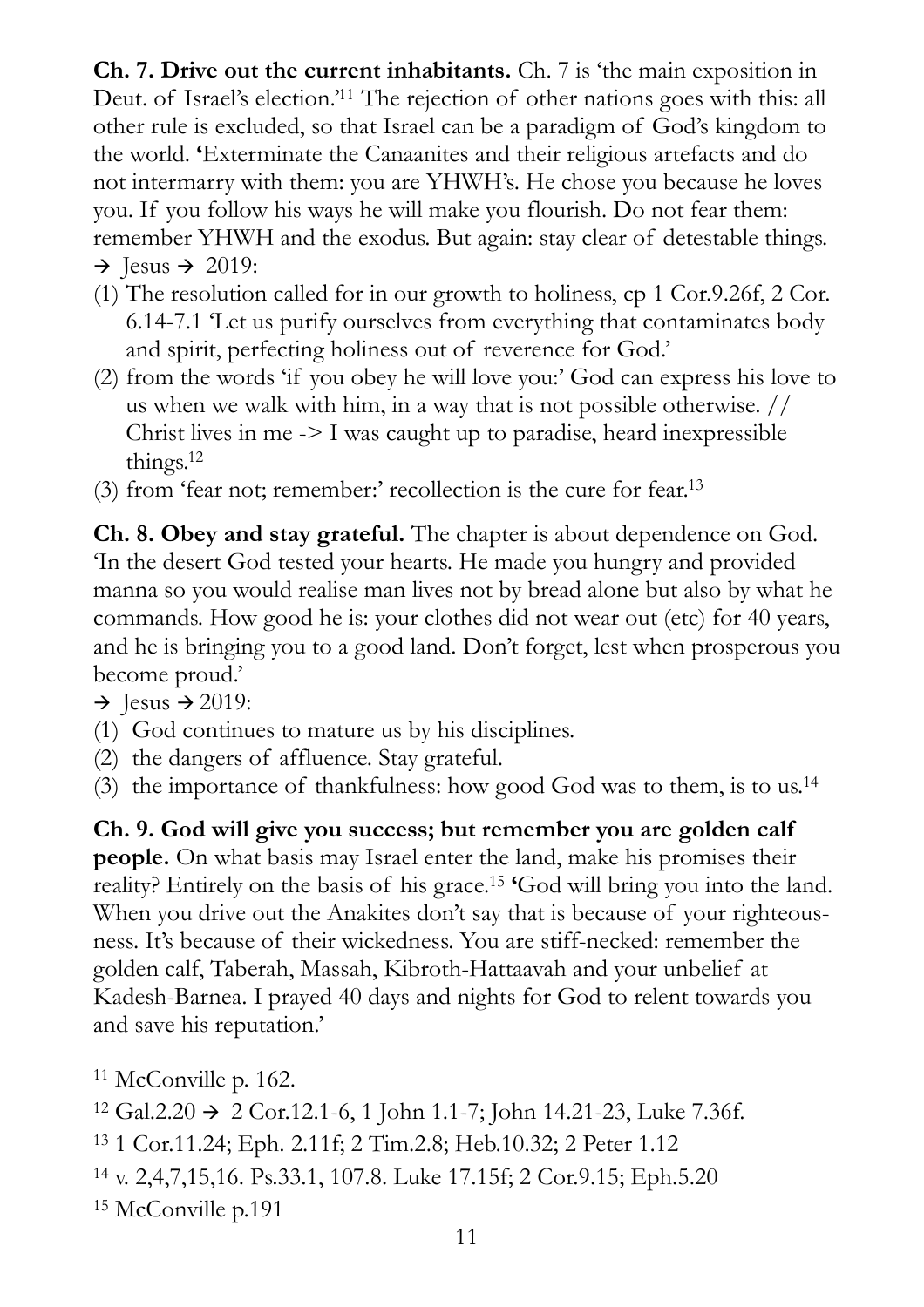**Ch. 7. Drive out the current inhabitants.** Ch. 7 is 'the main exposition in Deut. of Israel's election.'[11] The rejection of other nations goes with this: all other rule is excluded, so that Israel can be a paradigm of God's kingdom to the world. **'**Exterminate the Canaanites and their religious artefacts and do not intermarry with them: you are YHWH's. He chose you because he loves you. If you follow his ways he will make you flourish. Do not fear them: remember YHWH and the exodus. But again: stay clear of detestable things.
→ Jesus → 2019:

(1) The resolution called for in our growth to holiness, cp 1 Cor.9.26f, 2 Cor. 6.14-7.1 'Let us purify ourselves from everything that contaminates body and spirit, perfecting holiness out of reverence for God.'
(2) from the words 'if you obey he will love you:' God can express his love to us when we walk with him, in a way that is not possible otherwise. // Christ lives in me -> I was caught up to paradise, heard inexpressible things.[12]
(3) from 'fear not; remember:' recollection is the cure for fear.[13]

**Ch. 8. Obey and stay grateful.** The chapter is about dependence on God. 'In the desert God tested your hearts. He made you hungry and provided manna so you would realise man lives not by bread alone but also by what he commands. How good he is: your clothes did not wear out (etc) for 40 years, and he is bringing you to a good land. Don't forget, lest when prosperous you become proud.'
→ Jesus → 2019:

(1) God continues to mature us by his disciplines.
(2) the dangers of affluence. Stay grateful.
(3) the importance of thankfulness: how good God was to them, is to us.[14]

**Ch. 9. God will give you success; but remember you are golden calf people.** On what basis may Israel enter the land, make his promises their reality? Entirely on the basis of his grace.[15] **'**God will bring you into the land. When you drive out the Anakites don't say that is because of your righteousness. It's because of their wickedness. You are stiff-necked: remember the golden calf, Taberah, Massah, Kibroth-Hattaavah and your unbelief at Kadesh-Barnea. I prayed 40 days and nights for God to relent towards you and save his reputation.'

---

[11] McConville p. 162.

[12] Gal.2.20 → 2 Cor.12.1-6, 1 John 1.1-7; John 14.21-23, Luke 7.36f.

[13] 1 Cor.11.24; Eph. 2.11f; 2 Tim.2.8; Heb.10.32; 2 Peter 1.12

[14] v. 2,4,7,15,16. Ps.33.1, 107.8. Luke 17.15f; 2 Cor.9.15; Eph.5.20

[15] McConville p.191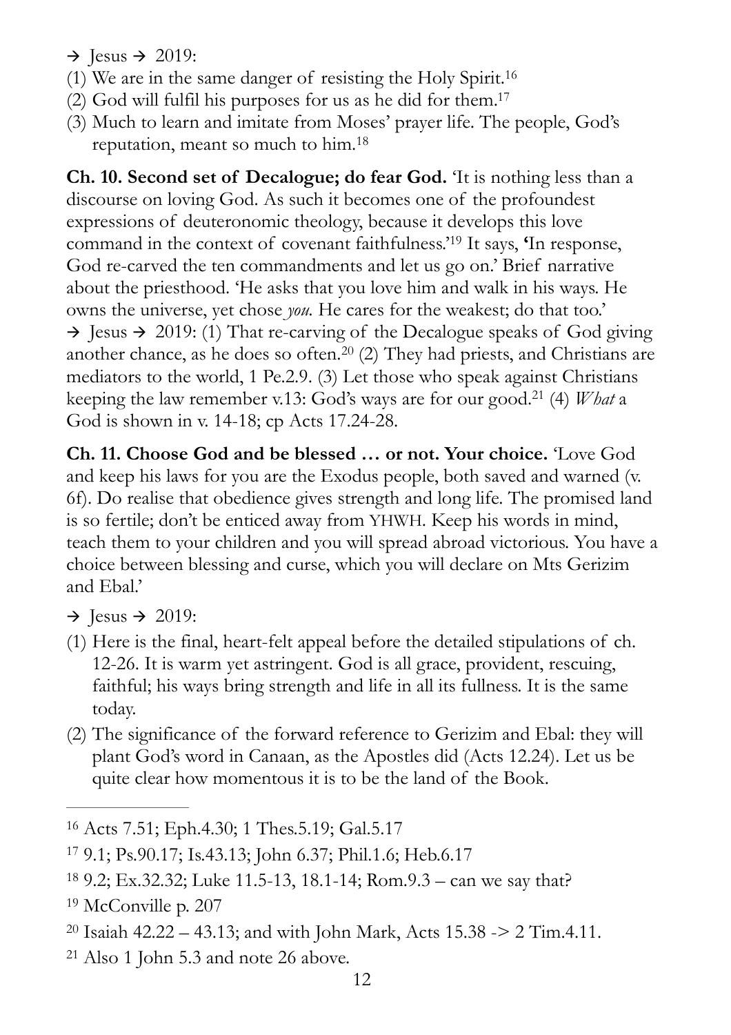→ Jesus → 2019:

(1) We are in the same danger of resisting the Holy Spirit.[16]
(2) God will fulfil his purposes for us as he did for them.[17]
(3) Much to learn and imitate from Moses' prayer life. The people, God's reputation, meant so much to him.[18]

**Ch. 10. Second set of Decalogue; do fear God.** 'It is nothing less than a discourse on loving God. As such it becomes one of the profoundest expressions of deuteronomic theology, because it develops this love command in the context of covenant faithfulness.'[19] It says, **'**In response, God re-carved the ten commandments and let us go on.' Brief narrative about the priesthood. 'He asks that you love him and walk in his ways. He owns the universe, yet chose *you.* He cares for the weakest; do that too.' → Jesus → 2019: (1) That re-carving of the Decalogue speaks of God giving another chance, as he does so often.[20] (2) They had priests, and Christians are mediators to the world, 1 Pe.2.9. (3) Let those who speak against Christians keeping the law remember v.13: God's ways are for our good.[21] (4) *What* a God is shown in v. 14-18; cp Acts 17.24-28.

**Ch. 11. Choose God and be blessed … or not. Your choice.** 'Love God and keep his laws for you are the Exodus people, both saved and warned (v. 6f). Do realise that obedience gives strength and long life. The promised land is so fertile; don't be enticed away from YHWH. Keep his words in mind, teach them to your children and you will spread abroad victorious. You have a choice between blessing and curse, which you will declare on Mts Gerizim and Ebal.'

→ Jesus → 2019:

(1) Here is the final, heart-felt appeal before the detailed stipulations of ch. 12-26. It is warm yet astringent. God is all grace, provident, rescuing, faithful; his ways bring strength and life in all its fullness. It is the same today.
(2) The significance of the forward reference to Gerizim and Ebal: they will plant God's word in Canaan, as the Apostles did (Acts 12.24). Let us be quite clear how momentous it is to be the land of the Book.

---

[16] Acts 7.51; Eph.4.30; 1 Thes.5.19; Gal.5.17

[17] 9.1; Ps.90.17; Is.43.13; John 6.37; Phil.1.6; Heb.6.17

[18] 9.2; Ex.32.32; Luke 11.5-13, 18.1-14; Rom.9.3 – can we say that?

[19] McConville p. 207

[20] Isaiah 42.22 – 43.13; and with John Mark, Acts 15.38 -> 2 Tim.4.11.

[21] Also 1 John 5.3 and note 26 above.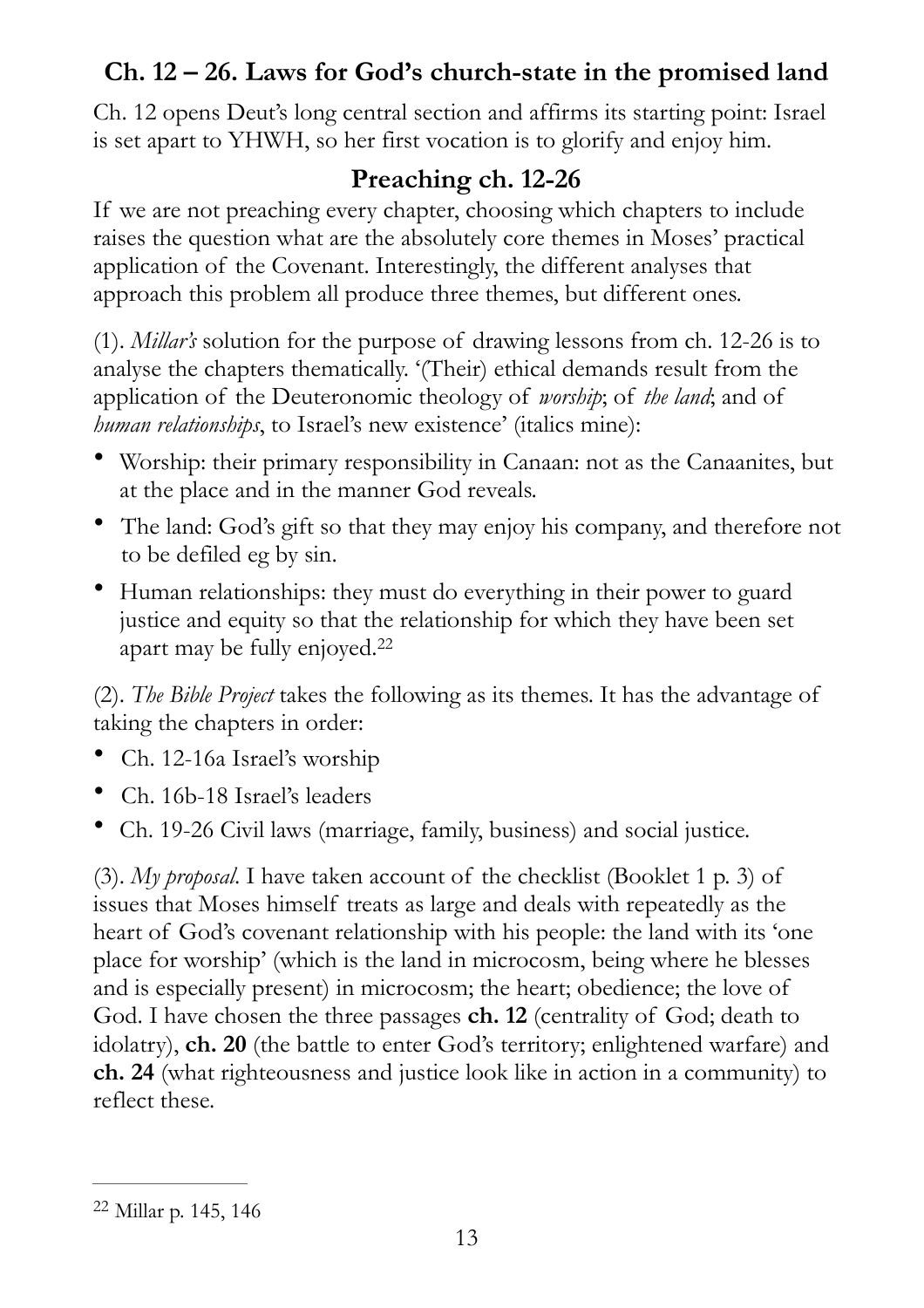## Ch. 12 – 26. Laws for God's church-state in the promised land

Ch. 12 opens Deut's long central section and affirms its starting point: Israel is set apart to YHWH, so her first vocation is to glorify and enjoy him.

### Preaching ch. 12-26

If we are not preaching every chapter, choosing which chapters to include raises the question what are the absolutely core themes in Moses' practical application of the Covenant. Interestingly, the different analyses that approach this problem all produce three themes, but different ones.

(1). *Millar's* solution for the purpose of drawing lessons from ch. 12-26 is to analyse the chapters thematically. '(Their) ethical demands result from the application of the Deuteronomic theology of *worship*; of *the land*; and of *human relationships*, to Israel's new existence' (italics mine):

- Worship: their primary responsibility in Canaan: not as the Canaanites, but at the place and in the manner God reveals.
- The land: God's gift so that they may enjoy his company, and therefore not to be defiled eg by sin.
- Human relationships: they must do everything in their power to guard justice and equity so that the relationship for which they have been set apart may be fully enjoyed.[22]

(2). *The Bible Project* takes the following as its themes. It has the advantage of taking the chapters in order:

- Ch. 12-16a Israel's worship
- Ch. 16b-18 Israel's leaders
- Ch. 19-26 Civil laws (marriage, family, business) and social justice.

(3). *My proposal*. I have taken account of the checklist (Booklet 1 p. 3) of issues that Moses himself treats as large and deals with repeatedly as the heart of God's covenant relationship with his people: the land with its 'one place for worship' (which is the land in microcosm, being where he blesses and is especially present) in microcosm; the heart; obedience; the love of God. I have chosen the three passages **ch. 12** (centrality of God; death to idolatry), **ch. 20** (the battle to enter God's territory; enlightened warfare) and **ch. 24** (what righteousness and justice look like in action in a community) to reflect these.

---

[22] Millar p. 145, 146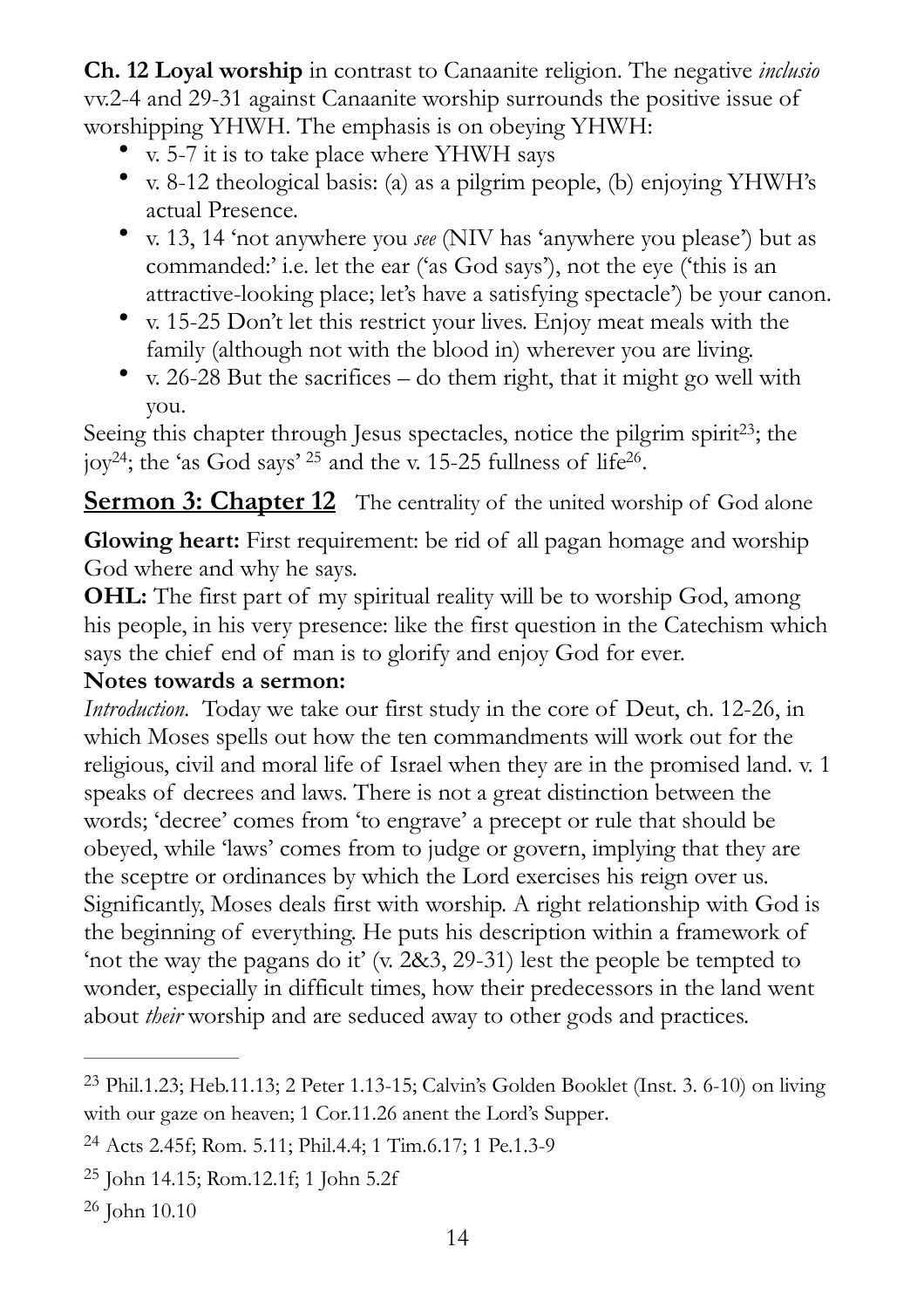**Ch. 12 Loyal worship** in contrast to Canaanite religion. The negative *inclusio* vv.2-4 and 29-31 against Canaanite worship surrounds the positive issue of worshipping YHWH. The emphasis is on obeying YHWH:

- v. 5-7 it is to take place where YHWH says
- v. 8-12 theological basis: (a) as a pilgrim people, (b) enjoying YHWH's actual Presence.
- v. 13, 14 'not anywhere you *see* (NIV has 'anywhere you please') but as commanded:' i.e. let the ear ('as God says'), not the eye ('this is an attractive-looking place; let's have a satisfying spectacle') be your canon.
- v. 15-25 Don't let this restrict your lives. Enjoy meat meals with the family (although not with the blood in) wherever you are living.
- v. 26-28 But the sacrifices – do them right, that it might go well with you.

Seeing this chapter through Jesus spectacles, notice the pilgrim spirit[23]; the joy[24]; the 'as God says' [25] and the v. 15-25 fullness of life[26].

## Sermon 3: Chapter 12 The centrality of the united worship of God alone

**Glowing heart:** First requirement: be rid of all pagan homage and worship God where and why he says.

**OHL:** The first part of my spiritual reality will be to worship God, among his people, in his very presence: like the first question in the Catechism which says the chief end of man is to glorify and enjoy God for ever.

**Notes towards a sermon:**

*Introduction.* Today we take our first study in the core of Deut, ch. 12-26, in which Moses spells out how the ten commandments will work out for the religious, civil and moral life of Israel when they are in the promised land. v. 1 speaks of decrees and laws. There is not a great distinction between the words; 'decree' comes from 'to engrave' a precept or rule that should be obeyed, while 'laws' comes from to judge or govern, implying that they are the sceptre or ordinances by which the Lord exercises his reign over us. Significantly, Moses deals first with worship. A right relationship with God is the beginning of everything. He puts his description within a framework of 'not the way the pagans do it' (v. 2&3, 29-31) lest the people be tempted to wonder, especially in difficult times, how their predecessors in the land went about *their* worship and are seduced away to other gods and practices.

---

[23] Phil.1.23; Heb.11.13; 2 Peter 1.13-15; Calvin's Golden Booklet (Inst. 3. 6-10) on living with our gaze on heaven; 1 Cor.11.26 anent the Lord's Supper.

[24] Acts 2.45f; Rom. 5.11; Phil.4.4; 1 Tim.6.17; 1 Pe.1.3-9

[25] John 14.15; Rom.12.1f; 1 John 5.2f

[26] John 10.10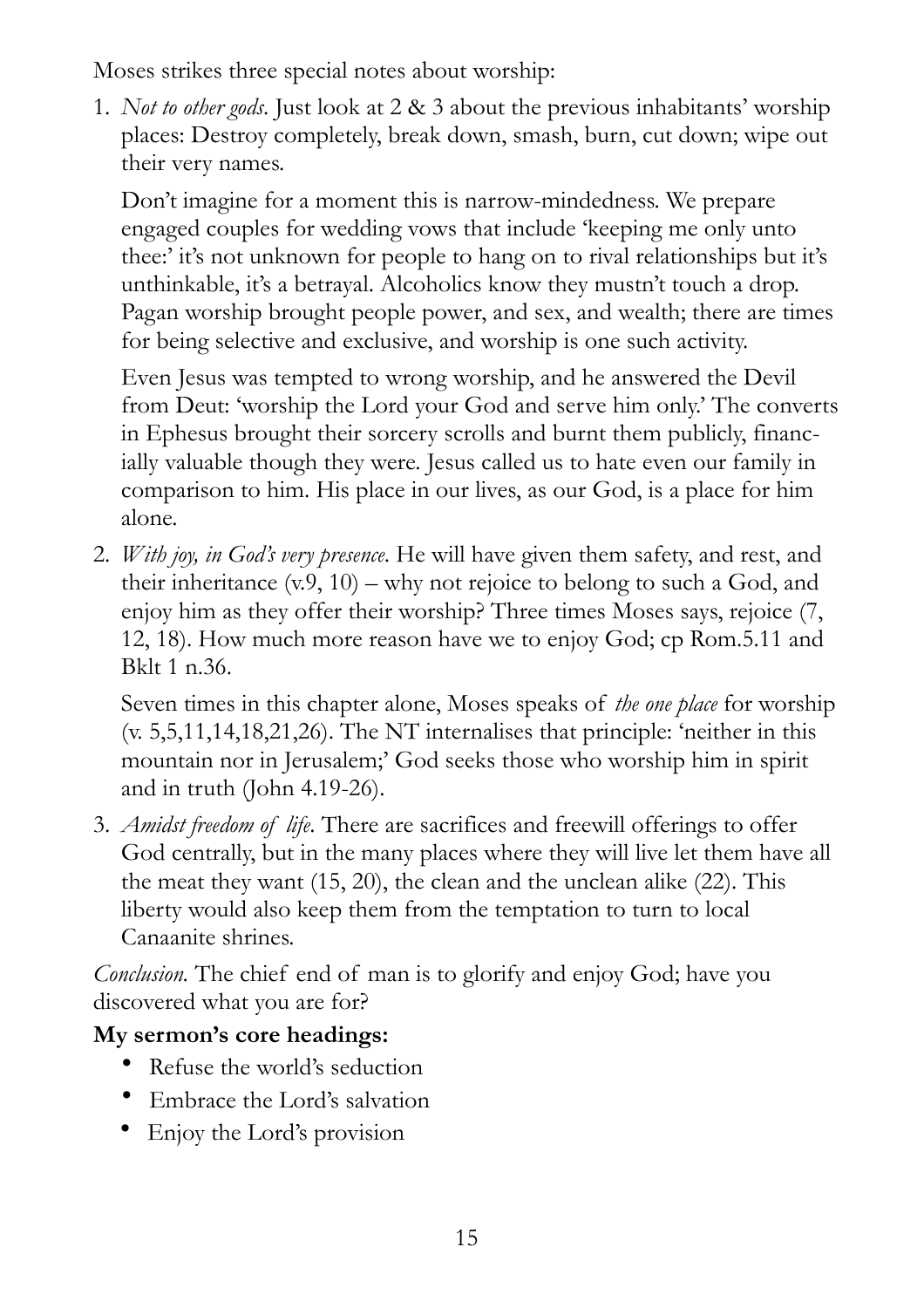Moses strikes three special notes about worship:

1. *Not to other gods*. Just look at 2 & 3 about the previous inhabitants' worship places: Destroy completely, break down, smash, burn, cut down; wipe out their very names.

   Don't imagine for a moment this is narrow-mindedness. We prepare engaged couples for wedding vows that include 'keeping me only unto thee:' it's not unknown for people to hang on to rival relationships but it's unthinkable, it's a betrayal. Alcoholics know they mustn't touch a drop. Pagan worship brought people power, and sex, and wealth; there are times for being selective and exclusive, and worship is one such activity.

   Even Jesus was tempted to wrong worship, and he answered the Devil from Deut: 'worship the Lord your God and serve him only.' The converts in Ephesus brought their sorcery scrolls and burnt them publicly, financially valuable though they were. Jesus called us to hate even our family in comparison to him. His place in our lives, as our God, is a place for him alone.

2. *With joy, in God's very presence*. He will have given them safety, and rest, and their inheritance (v.9, 10) – why not rejoice to belong to such a God, and enjoy him as they offer their worship? Three times Moses says, rejoice (7, 12, 18). How much more reason have we to enjoy God; cp Rom.5.11 and Bklt 1 n.36.

   Seven times in this chapter alone, Moses speaks of *the one place* for worship (v. 5,5,11,14,18,21,26). The NT internalises that principle: 'neither in this mountain nor in Jerusalem;' God seeks those who worship him in spirit and in truth (John 4.19-26).

3. *Amidst freedom of life*. There are sacrifices and freewill offerings to offer God centrally, but in the many places where they will live let them have all the meat they want (15, 20), the clean and the unclean alike (22). This liberty would also keep them from the temptation to turn to local Canaanite shrines.

*Conclusion*. The chief end of man is to glorify and enjoy God; have you discovered what you are for?

**My sermon's core headings:**

- Refuse the world's seduction
- Embrace the Lord's salvation
- Enjoy the Lord's provision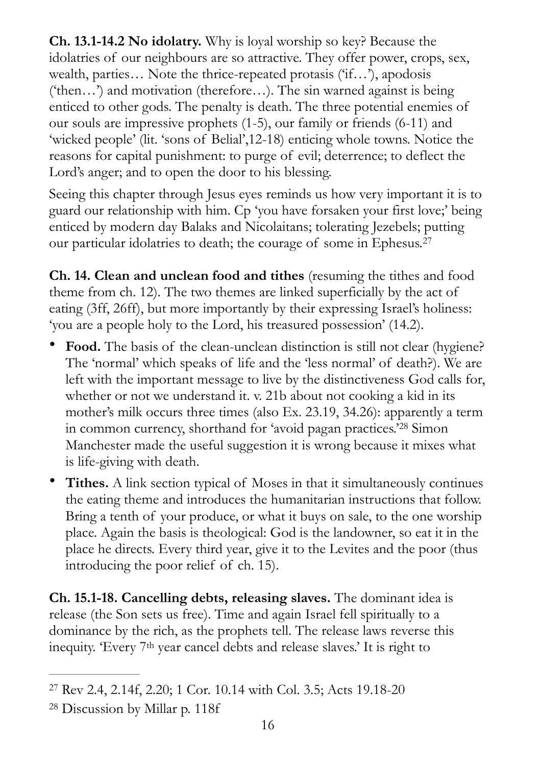**Ch. 13.1-14.2 No idolatry.** Why is loyal worship so key? Because the idolatries of our neighbours are so attractive. They offer power, crops, sex, wealth, parties… Note the thrice-repeated protasis ('if…'), apodosis ('then…') and motivation (therefore…). The sin warned against is being enticed to other gods. The penalty is death. The three potential enemies of our souls are impressive prophets (1-5), our family or friends (6-11) and 'wicked people' (lit. 'sons of Belial',12-18) enticing whole towns. Notice the reasons for capital punishment: to purge of evil; deterrence; to deflect the Lord's anger; and to open the door to his blessing.

Seeing this chapter through Jesus eyes reminds us how very important it is to guard our relationship with him. Cp 'you have forsaken your first love;' being enticed by modern day Balaks and Nicolaitans; tolerating Jezebels; putting our particular idolatries to death; the courage of some in Ephesus.[27]

**Ch. 14. Clean and unclean food and tithes** (resuming the tithes and food theme from ch. 12). The two themes are linked superficially by the act of eating (3ff, 26ff), but more importantly by their expressing Israel's holiness: 'you are a people holy to the Lord, his treasured possession' (14.2).

- **Food.** The basis of the clean-unclean distinction is still not clear (hygiene? The 'normal' which speaks of life and the 'less normal' of death?). We are left with the important message to live by the distinctiveness God calls for, whether or not we understand it. v. 21b about not cooking a kid in its mother's milk occurs three times (also Ex. 23.19, 34.26): apparently a term in common currency, shorthand for 'avoid pagan practices.'[28] Simon Manchester made the useful suggestion it is wrong because it mixes what is life-giving with death.
- **Tithes.** A link section typical of Moses in that it simultaneously continues the eating theme and introduces the humanitarian instructions that follow. Bring a tenth of your produce, or what it buys on sale, to the one worship place. Again the basis is theological: God is the landowner, so eat it in the place he directs. Every third year, give it to the Levites and the poor (thus introducing the poor relief of ch. 15).

**Ch. 15.1-18. Cancelling debts, releasing slaves.** The dominant idea is release (the Son sets us free). Time and again Israel fell spiritually to a dominance by the rich, as the prophets tell. The release laws reverse this inequity. 'Every 7th year cancel debts and release slaves.' It is right to

---

[27] Rev 2.4, 2.14f, 2.20; 1 Cor. 10.14 with Col. 3.5; Acts 19.18-20

[28] Discussion by Millar p. 118f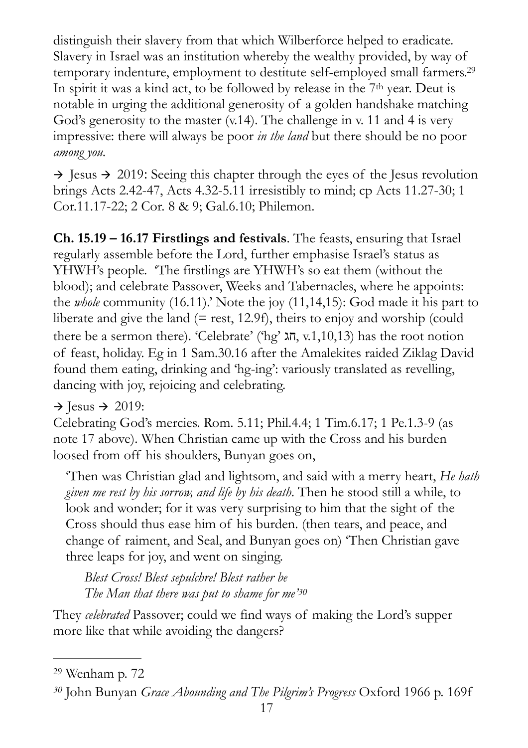distinguish their slavery from that which Wilberforce helped to eradicate. Slavery in Israel was an institution whereby the wealthy provided, by way of temporary indenture, employment to destitute self-employed small farmers.[29] In spirit it was a kind act, to be followed by release in the 7th year. Deut is notable in urging the additional generosity of a golden handshake matching God's generosity to the master (v.14). The challenge in v. 11 and 4 is very impressive: there will always be poor *in the land* but there should be no poor *among you*.

→ Jesus → 2019: Seeing this chapter through the eyes of the Jesus revolution brings Acts 2.42-47, Acts 4.32-5.11 irresistibly to mind; cp Acts 11.27-30; 1 Cor.11.17-22; 2 Cor. 8 & 9; Gal.6.10; Philemon.

**Ch. 15.19 – 16.17 Firstlings and festivals**. The feasts, ensuring that Israel regularly assemble before the Lord, further emphasise Israel's status as YHWH's people. 'The firstlings are YHWH's so eat them (without the blood); and celebrate Passover, Weeks and Tabernacles, where he appoints: the *whole* community (16.11).' Note the joy (11,14,15): God made it his part to liberate and give the land (= rest, 12.9f), theirs to enjoy and worship (could there be a sermon there). 'Celebrate' ('hg' חג, v.1,10,13) has the root notion of feast, holiday. Eg in 1 Sam.30.16 after the Amalekites raided Ziklag David found them eating, drinking and 'hg-ing': variously translated as revelling, dancing with joy, rejoicing and celebrating.

→ Jesus → 2019:

Celebrating God's mercies. Rom. 5.11; Phil.4.4; 1 Tim.6.17; 1 Pe.1.3-9 (as note 17 above). When Christian came up with the Cross and his burden loosed from off his shoulders, Bunyan goes on,

> 'Then was Christian glad and lightsom, and said with a merry heart, *He hath given me rest by his sorrow, and life by his death*. Then he stood still a while, to look and wonder; for it was very surprising to him that the sight of the Cross should thus ease him of his burden. (then tears, and peace, and change of raiment, and Seal, and Bunyan goes on) 'Then Christian gave three leaps for joy, and went on singing.
>
> *Blest Cross! Blest sepulchre! Blest rather be*
> *The Man that there was put to shame for me'*[30]

They *celebrated* Passover; could we find ways of making the Lord's supper more like that while avoiding the dangers?

---

[29] Wenham p. 72

[30] John Bunyan *Grace Abounding and The Pilgrim's Progress* Oxford 1966 p. 169f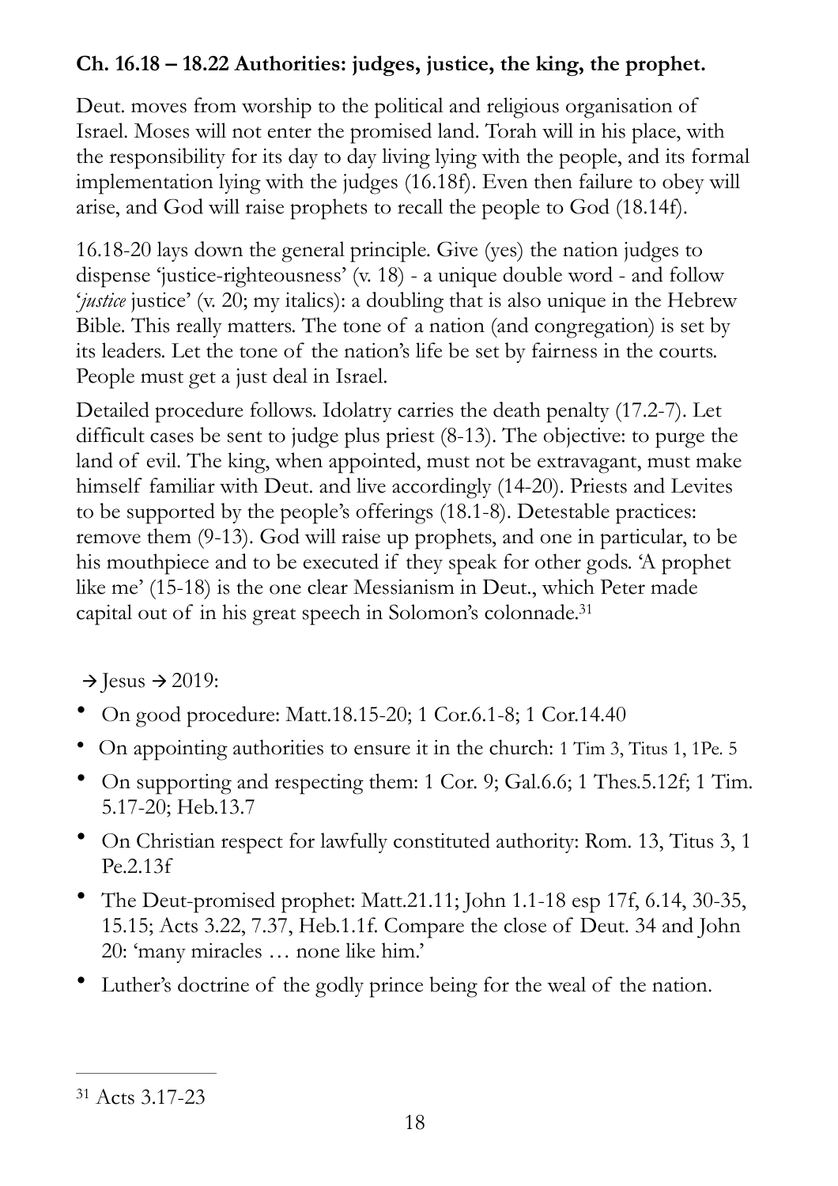**Ch. 16.18 – 18.22 Authorities: judges, justice, the king, the prophet.**

Deut. moves from worship to the political and religious organisation of Israel. Moses will not enter the promised land. Torah will in his place, with the responsibility for its day to day living lying with the people, and its formal implementation lying with the judges (16.18f). Even then failure to obey will arise, and God will raise prophets to recall the people to God (18.14f).

16.18-20 lays down the general principle. Give (yes) the nation judges to dispense 'justice-righteousness' (v. 18) - a unique double word - and follow '*justice* justice' (v. 20; my italics): a doubling that is also unique in the Hebrew Bible. This really matters. The tone of a nation (and congregation) is set by its leaders. Let the tone of the nation's life be set by fairness in the courts. People must get a just deal in Israel.

Detailed procedure follows. Idolatry carries the death penalty (17.2-7). Let difficult cases be sent to judge plus priest (8-13). The objective: to purge the land of evil. The king, when appointed, must not be extravagant, must make himself familiar with Deut. and live accordingly (14-20). Priests and Levites to be supported by the people's offerings (18.1-8). Detestable practices: remove them (9-13). God will raise up prophets, and one in particular, to be his mouthpiece and to be executed if they speak for other gods. 'A prophet like me' (15-18) is the one clear Messianism in Deut., which Peter made capital out of in his great speech in Solomon's colonnade.[31]

→ Jesus → 2019:

- On good procedure: Matt.18.15-20; 1 Cor.6.1-8; 1 Cor.14.40
- On appointing authorities to ensure it in the church: 1 Tim 3, Titus 1, 1Pe. 5
- On supporting and respecting them: 1 Cor. 9; Gal.6.6; 1 Thes.5.12f; 1 Tim. 5.17-20; Heb.13.7
- On Christian respect for lawfully constituted authority: Rom. 13, Titus 3, 1 Pe.2.13f
- The Deut-promised prophet: Matt.21.11; John 1.1-18 esp 17f, 6.14, 30-35, 15.15; Acts 3.22, 7.37, Heb.1.1f. Compare the close of Deut. 34 and John 20: 'many miracles … none like him.'
- Luther's doctrine of the godly prince being for the weal of the nation.

---

[31] Acts 3.17-23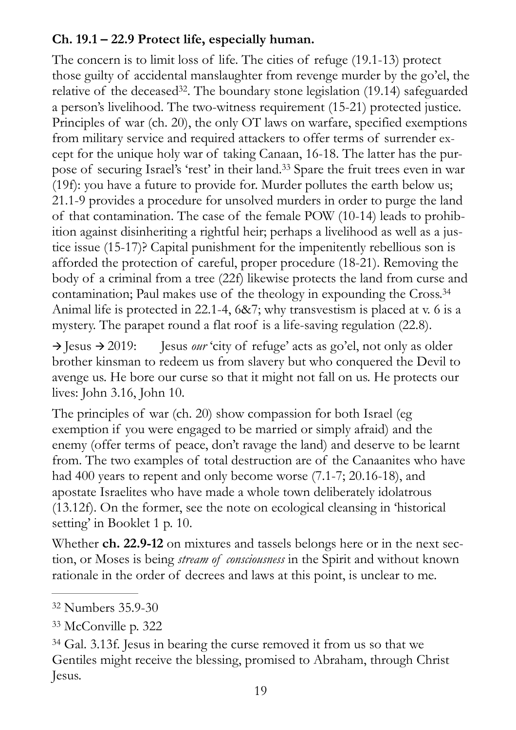**Ch. 19.1 – 22.9 Protect life, especially human.**

The concern is to limit loss of life. The cities of refuge (19.1-13) protect those guilty of accidental manslaughter from revenge murder by the go'el, the relative of the deceased[32]. The boundary stone legislation (19.14) safeguarded a person's livelihood. The two-witness requirement (15-21) protected justice. Principles of war (ch. 20), the only OT laws on warfare, specified exemptions from military service and required attackers to offer terms of surrender except for the unique holy war of taking Canaan, 16-18. The latter has the purpose of securing Israel's 'rest' in their land.[33] Spare the fruit trees even in war (19f): you have a future to provide for. Murder pollutes the earth below us; 21.1-9 provides a procedure for unsolved murders in order to purge the land of that contamination. The case of the female POW (10-14) leads to prohibition against disinheriting a rightful heir; perhaps a livelihood as well as a justice issue (15-17)? Capital punishment for the impenitently rebellious son is afforded the protection of careful, proper procedure (18-21). Removing the body of a criminal from a tree (22f) likewise protects the land from curse and contamination; Paul makes use of the theology in expounding the Cross.[34] Animal life is protected in 22.1-4, 6&7; why transvestism is placed at v. 6 is a mystery. The parapet round a flat roof is a life-saving regulation (22.8).

→ Jesus → 2019: Jesus *our* 'city of refuge' acts as go'el, not only as older brother kinsman to redeem us from slavery but who conquered the Devil to avenge us. He bore our curse so that it might not fall on us. He protects our lives: John 3.16, John 10.

The principles of war (ch. 20) show compassion for both Israel (eg exemption if you were engaged to be married or simply afraid) and the enemy (offer terms of peace, don't ravage the land) and deserve to be learnt from. The two examples of total destruction are of the Canaanites who have had 400 years to repent and only become worse (7.1-7; 20.16-18), and apostate Israelites who have made a whole town deliberately idolatrous (13.12f). On the former, see the note on ecological cleansing in 'historical setting' in Booklet 1 p. 10.

Whether **ch. 22.9-12** on mixtures and tassels belongs here or in the next section, or Moses is being *stream of consciousness* in the Spirit and without known rationale in the order of decrees and laws at this point, is unclear to me.

---

[32] Numbers 35.9-30

[33] McConville p. 322

[34] Gal. 3.13f. Jesus in bearing the curse removed it from us so that we Gentiles might receive the blessing, promised to Abraham, through Christ Jesus.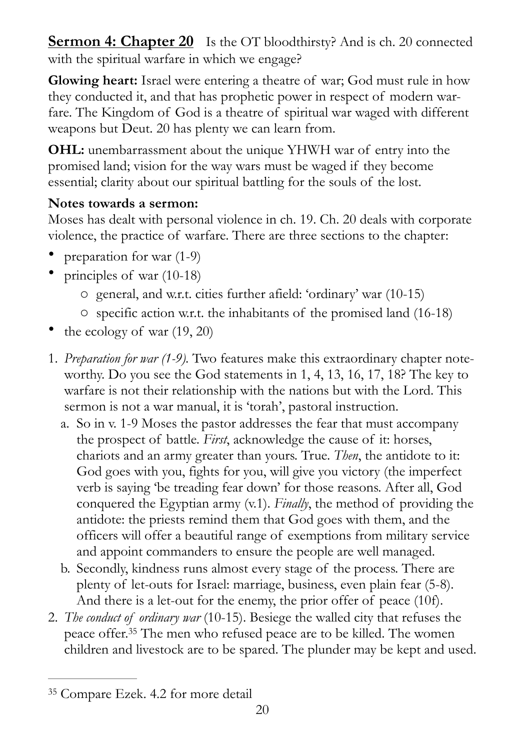**Sermon 4: Chapter 20** Is the OT bloodthirsty? And is ch. 20 connected with the spiritual warfare in which we engage?

**Glowing heart:** Israel were entering a theatre of war; God must rule in how they conducted it, and that has prophetic power in respect of modern warfare. The Kingdom of God is a theatre of spiritual war waged with different weapons but Deut. 20 has plenty we can learn from.

**OHL:** unembarrassment about the unique YHWH war of entry into the promised land; vision for the way wars must be waged if they become essential; clarity about our spiritual battling for the souls of the lost.

**Notes towards a sermon:**

Moses has dealt with personal violence in ch. 19. Ch. 20 deals with corporate violence, the practice of warfare. There are three sections to the chapter:

- preparation for war (1-9)
- principles of war (10-18)
  - general, and w.r.t. cities further afield: 'ordinary' war (10-15)
  - specific action w.r.t. the inhabitants of the promised land (16-18)
- the ecology of war (19, 20)

1. *Preparation for war (1-9).* Two features make this extraordinary chapter noteworthy. Do you see the God statements in 1, 4, 13, 16, 17, 18? The key to warfare is not their relationship with the nations but with the Lord. This sermon is not a war manual, it is 'torah', pastoral instruction.
   a. So in v. 1-9 Moses the pastor addresses the fear that must accompany the prospect of battle. *First*, acknowledge the cause of it: horses, chariots and an army greater than yours. True. *Then*, the antidote to it: God goes with you, fights for you, will give you victory (the imperfect verb is saying 'be treading fear down' for those reasons. After all, God conquered the Egyptian army (v.1). *Finally*, the method of providing the antidote: the priests remind them that God goes with them, and the officers will offer a beautiful range of exemptions from military service and appoint commanders to ensure the people are well managed.
   b. Secondly, kindness runs almost every stage of the process. There are plenty of let-outs for Israel: marriage, business, even plain fear (5-8). And there is a let-out for the enemy, the prior offer of peace (10f).
2. *The conduct of ordinary war* (10-15). Besiege the walled city that refuses the peace offer.[35] The men who refused peace are to be killed. The women children and livestock are to be spared. The plunder may be kept and used.

---

[35] Compare Ezek. 4.2 for more detail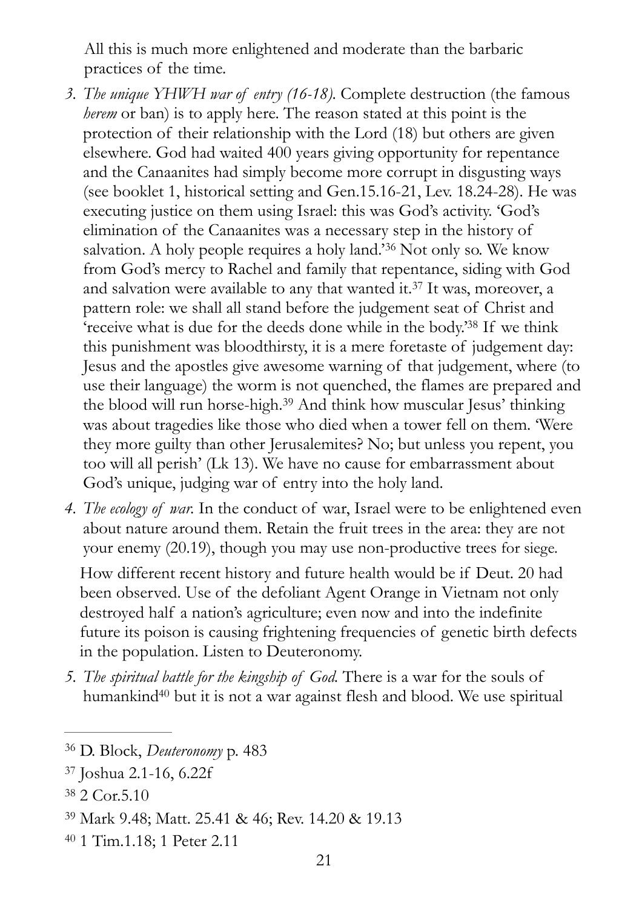All this is much more enlightened and moderate than the barbaric practices of the time.

3. *The unique YHWH war of entry (16-18).* Complete destruction (the famous *herem* or ban) is to apply here. The reason stated at this point is the protection of their relationship with the Lord (18) but others are given elsewhere. God had waited 400 years giving opportunity for repentance and the Canaanites had simply become more corrupt in disgusting ways (see booklet 1, historical setting and Gen.15.16-21, Lev. 18.24-28). He was executing justice on them using Israel: this was God's activity. 'God's elimination of the Canaanites was a necessary step in the history of salvation. A holy people requires a holy land.'[36] Not only so. We know from God's mercy to Rachel and family that repentance, siding with God and salvation were available to any that wanted it.[37] It was, moreover, a pattern role: we shall all stand before the judgement seat of Christ and 'receive what is due for the deeds done while in the body.'[38] If we think this punishment was bloodthirsty, it is a mere foretaste of judgement day: Jesus and the apostles give awesome warning of that judgement, where (to use their language) the worm is not quenched, the flames are prepared and the blood will run horse-high.[39] And think how muscular Jesus' thinking was about tragedies like those who died when a tower fell on them. 'Were they more guilty than other Jerusalemites? No; but unless you repent, you too will all perish' (Lk 13). We have no cause for embarrassment about God's unique, judging war of entry into the holy land.

4. *The ecology of war.* In the conduct of war, Israel were to be enlightened even about nature around them. Retain the fruit trees in the area: they are not your enemy (20.19), though you may use non-productive trees for siege.

   How different recent history and future health would be if Deut. 20 had been observed. Use of the defoliant Agent Orange in Vietnam not only destroyed half a nation's agriculture; even now and into the indefinite future its poison is causing frightening frequencies of genetic birth defects in the population. Listen to Deuteronomy.

5. *The spiritual battle for the kingship of God.* There is a war for the souls of humankind[40] but it is not a war against flesh and blood. We use spiritual

---

[36] D. Block, *Deuteronomy* p. 483

[37] Joshua 2.1-16, 6.22f

[38] 2 Cor.5.10

[39] Mark 9.48; Matt. 25.41 & 46; Rev. 14.20 & 19.13

[40] 1 Tim.1.18; 1 Peter 2.11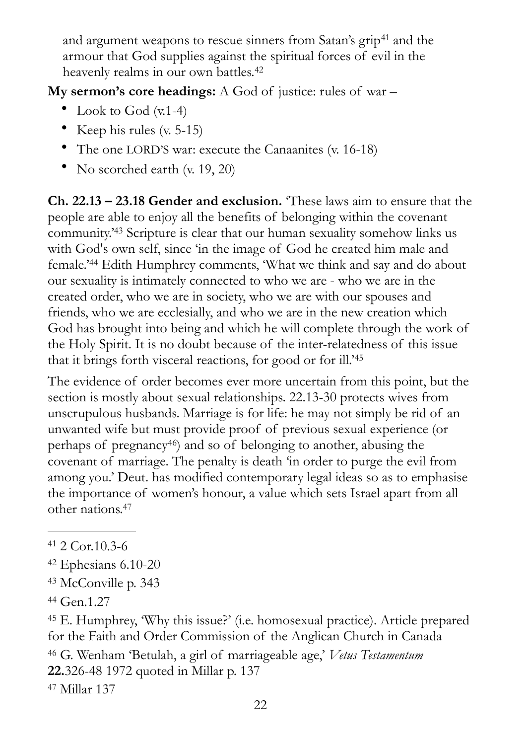and argument weapons to rescue sinners from Satan's grip[41] and the armour that God supplies against the spiritual forces of evil in the heavenly realms in our own battles.[42]

**My sermon's core headings:** A God of justice: rules of war –

- Look to God (v.1-4)
- Keep his rules (v. 5-15)
- The one LORD'S war: execute the Canaanites (v. 16-18)
- No scorched earth (v. 19, 20)

**Ch. 22.13 – 23.18 Gender and exclusion.** 'These laws aim to ensure that the people are able to enjoy all the benefits of belonging within the covenant community.'[43] Scripture is clear that our human sexuality somehow links us with God's own self, since 'in the image of God he created him male and female.'[44] Edith Humphrey comments, 'What we think and say and do about our sexuality is intimately connected to who we are - who we are in the created order, who we are in society, who we are with our spouses and friends, who we are ecclesially, and who we are in the new creation which God has brought into being and which he will complete through the work of the Holy Spirit. It is no doubt because of the inter-relatedness of this issue that it brings forth visceral reactions, for good or for ill.'[45]

The evidence of order becomes ever more uncertain from this point, but the section is mostly about sexual relationships. 22.13-30 protects wives from unscrupulous husbands. Marriage is for life: he may not simply be rid of an unwanted wife but must provide proof of previous sexual experience (or perhaps of pregnancy[46]) and so of belonging to another, abusing the covenant of marriage. The penalty is death 'in order to purge the evil from among you.' Deut. has modified contemporary legal ideas so as to emphasise the importance of women's honour, a value which sets Israel apart from all other nations.[47]

---

[41] 2 Cor.10.3-6

[42] Ephesians 6.10-20

[43] McConville p. 343

[44] Gen.1.27

[45] E. Humphrey, 'Why this issue?' (i.e. homosexual practice). Article prepared for the Faith and Order Commission of the Anglican Church in Canada

[46] G. Wenham 'Betulah, a girl of marriageable age,' *Vetus Testamentum* **22.**326-48 1972 quoted in Millar p. 137

[47] Millar 137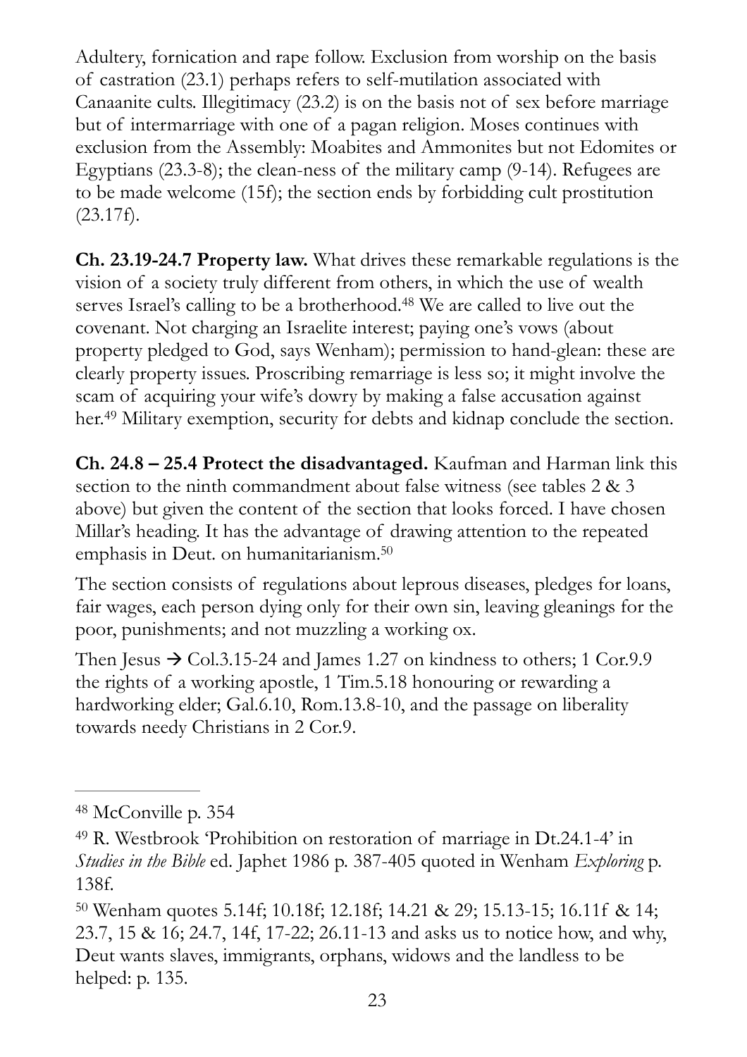Adultery, fornication and rape follow. Exclusion from worship on the basis of castration (23.1) perhaps refers to self-mutilation associated with Canaanite cults. Illegitimacy (23.2) is on the basis not of sex before marriage but of intermarriage with one of a pagan religion. Moses continues with exclusion from the Assembly: Moabites and Ammonites but not Edomites or Egyptians (23.3-8); the clean-ness of the military camp (9-14). Refugees are to be made welcome (15f); the section ends by forbidding cult prostitution (23.17f).

**Ch. 23.19-24.7 Property law.** What drives these remarkable regulations is the vision of a society truly different from others, in which the use of wealth serves Israel's calling to be a brotherhood.[48] We are called to live out the covenant. Not charging an Israelite interest; paying one's vows (about property pledged to God, says Wenham); permission to hand-glean: these are clearly property issues. Proscribing remarriage is less so; it might involve the scam of acquiring your wife's dowry by making a false accusation against her.[49] Military exemption, security for debts and kidnap conclude the section.

**Ch. 24.8 – 25.4 Protect the disadvantaged.** Kaufman and Harman link this section to the ninth commandment about false witness (see tables 2 & 3 above) but given the content of the section that looks forced. I have chosen Millar's heading. It has the advantage of drawing attention to the repeated emphasis in Deut. on humanitarianism.[50]

The section consists of regulations about leprous diseases, pledges for loans, fair wages, each person dying only for their own sin, leaving gleanings for the poor, punishments; and not muzzling a working ox.

Then Jesus → Col.3.15-24 and James 1.27 on kindness to others; 1 Cor.9.9 the rights of a working apostle, 1 Tim.5.18 honouring or rewarding a hardworking elder; Gal.6.10, Rom.13.8-10, and the passage on liberality towards needy Christians in 2 Cor.9.

---

[48] McConville p. 354

[49] R. Westbrook 'Prohibition on restoration of marriage in Dt.24.1-4' in *Studies in the Bible* ed. Japhet 1986 p. 387-405 quoted in Wenham *Exploring* p. 138f.

[50] Wenham quotes 5.14f; 10.18f; 12.18f; 14.21 & 29; 15.13-15; 16.11f & 14; 23.7, 15 & 16; 24.7, 14f, 17-22; 26.11-13 and asks us to notice how, and why, Deut wants slaves, immigrants, orphans, widows and the landless to be helped: p. 135.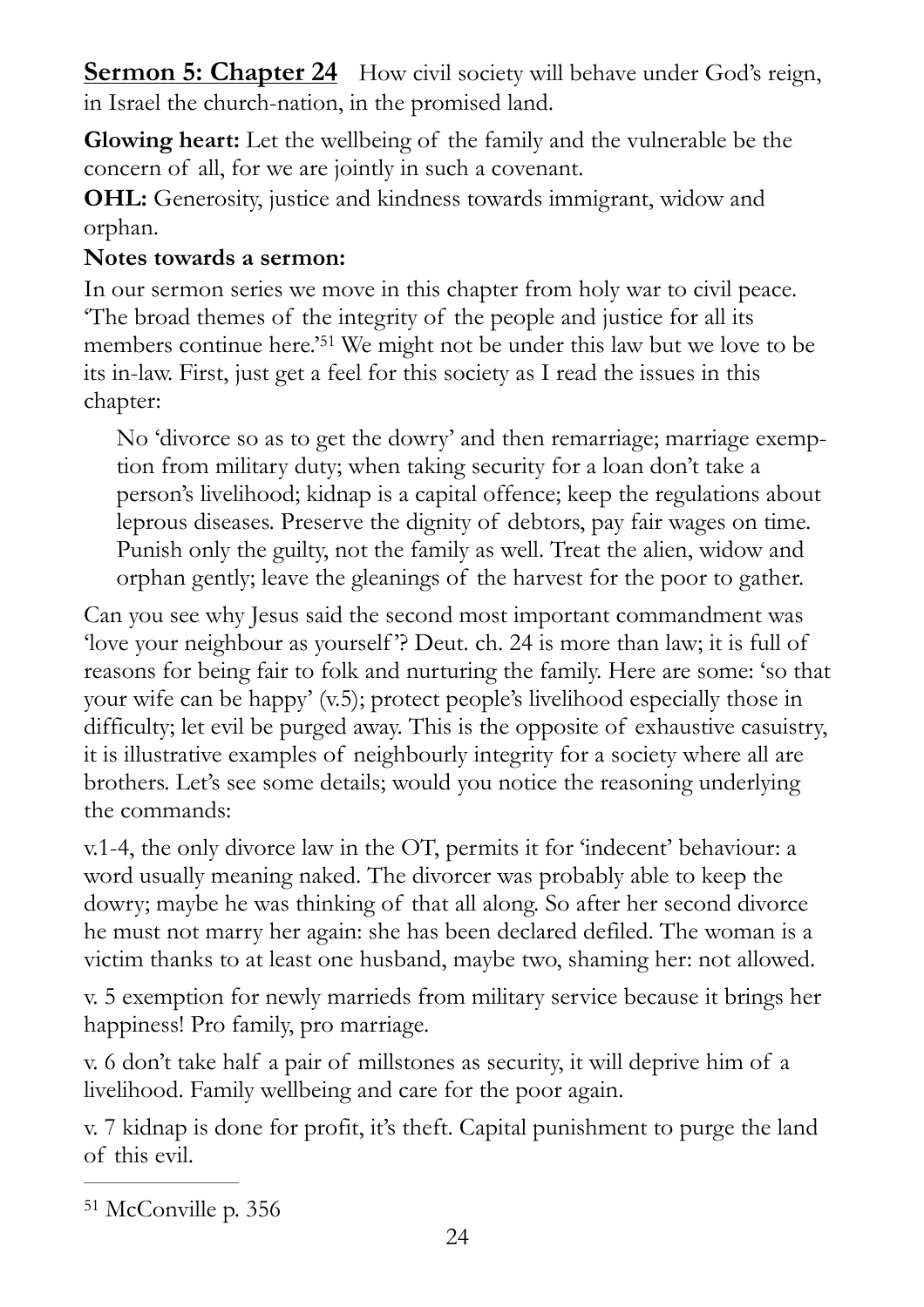**<u>Sermon 5: Chapter 24</u>** How civil society will behave under God's reign, in Israel the church-nation, in the promised land.

**Glowing heart:** Let the wellbeing of the family and the vulnerable be the concern of all, for we are jointly in such a covenant.

**OHL:** Generosity, justice and kindness towards immigrant, widow and orphan.

**Notes towards a sermon:**

In our sermon series we move in this chapter from holy war to civil peace. 'The broad themes of the integrity of the people and justice for all its members continue here.'[51] We might not be under this law but we love to be its in-law. First, just get a feel for this society as I read the issues in this chapter:

> No 'divorce so as to get the dowry' and then remarriage; marriage exemption from military duty; when taking security for a loan don't take a person's livelihood; kidnap is a capital offence; keep the regulations about leprous diseases. Preserve the dignity of debtors, pay fair wages on time. Punish only the guilty, not the family as well. Treat the alien, widow and orphan gently; leave the gleanings of the harvest for the poor to gather.

Can you see why Jesus said the second most important commandment was 'love your neighbour as yourself'? Deut. ch. 24 is more than law; it is full of reasons for being fair to folk and nurturing the family. Here are some: 'so that your wife can be happy' (v.5); protect people's livelihood especially those in difficulty; let evil be purged away. This is the opposite of exhaustive casuistry, it is illustrative examples of neighbourly integrity for a society where all are brothers. Let's see some details; would you notice the reasoning underlying the commands:

v.1-4, the only divorce law in the OT, permits it for 'indecent' behaviour: a word usually meaning naked. The divorcer was probably able to keep the dowry; maybe he was thinking of that all along. So after her second divorce he must not marry her again: she has been declared defiled. The woman is a victim thanks to at least one husband, maybe two, shaming her: not allowed.

v. 5 exemption for newly marrieds from military service because it brings her happiness! Pro family, pro marriage.

v. 6 don't take half a pair of millstones as security, it will deprive him of a livelihood. Family wellbeing and care for the poor again.

v. 7 kidnap is done for profit, it's theft. Capital punishment to purge the land of this evil.

---

[51] McConville p. 356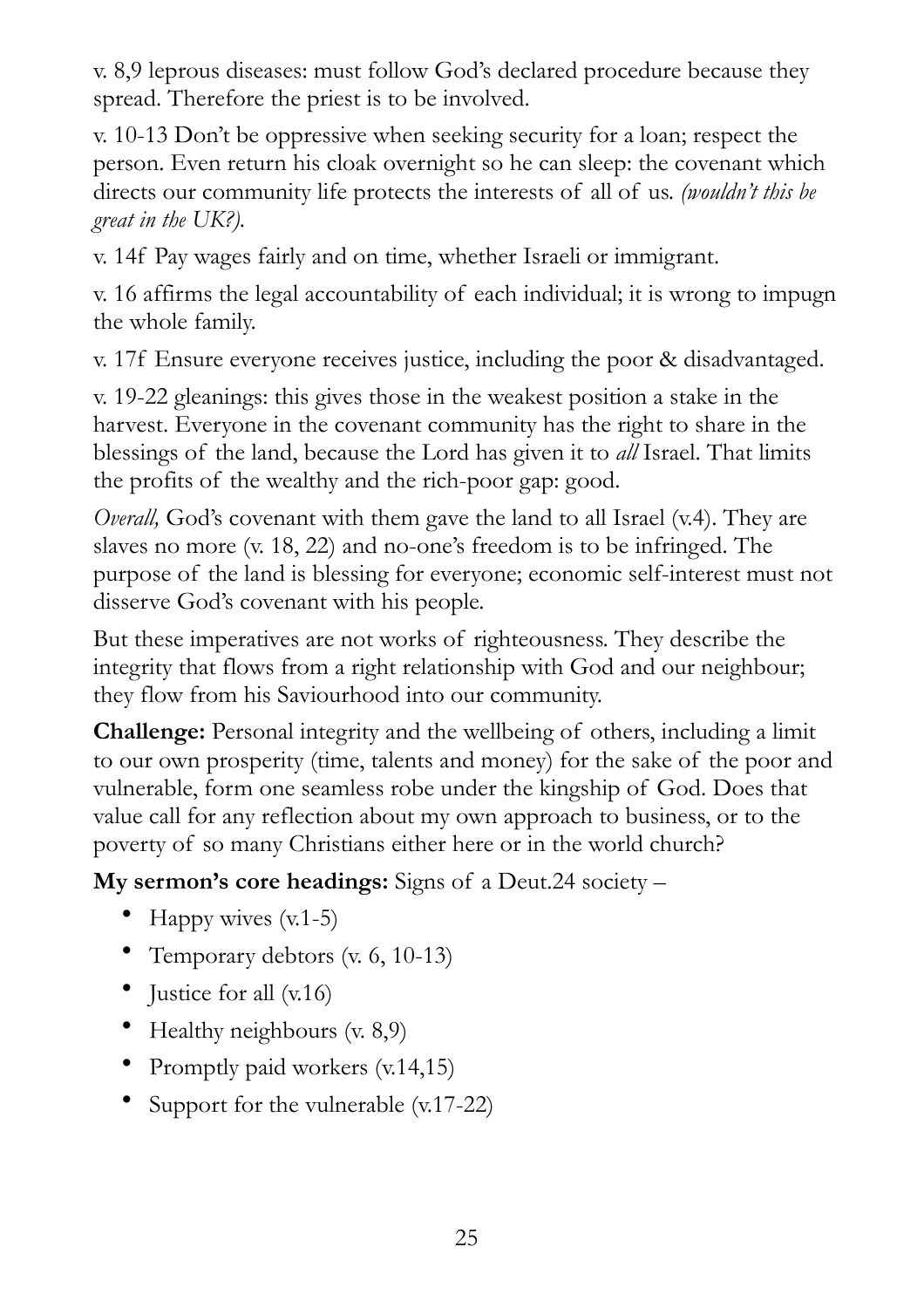v. 8,9 leprous diseases: must follow God's declared procedure because they spread. Therefore the priest is to be involved.

v. 10-13 Don't be oppressive when seeking security for a loan; respect the person. Even return his cloak overnight so he can sleep: the covenant which directs our community life protects the interests of all of us. *(wouldn't this be great in the UK?).*

v. 14f Pay wages fairly and on time, whether Israeli or immigrant.

v. 16 affirms the legal accountability of each individual; it is wrong to impugn the whole family.

v. 17f Ensure everyone receives justice, including the poor & disadvantaged.

v. 19-22 gleanings: this gives those in the weakest position a stake in the harvest. Everyone in the covenant community has the right to share in the blessings of the land, because the Lord has given it to *all* Israel. That limits the profits of the wealthy and the rich-poor gap: good.

*Overall,* God's covenant with them gave the land to all Israel (v.4). They are slaves no more (v. 18, 22) and no-one's freedom is to be infringed. The purpose of the land is blessing for everyone; economic self-interest must not disserve God's covenant with his people.

But these imperatives are not works of righteousness. They describe the integrity that flows from a right relationship with God and our neighbour; they flow from his Saviourhood into our community.

**Challenge:** Personal integrity and the wellbeing of others, including a limit to our own prosperity (time, talents and money) for the sake of the poor and vulnerable, form one seamless robe under the kingship of God. Does that value call for any reflection about my own approach to business, or to the poverty of so many Christians either here or in the world church?

**My sermon's core headings:** Signs of a Deut.24 society –

- Happy wives (v.1-5)
- Temporary debtors (v. 6, 10-13)
- Justice for all (v.16)
- Healthy neighbours (v. 8,9)
- Promptly paid workers (v.14,15)
- Support for the vulnerable (v.17-22)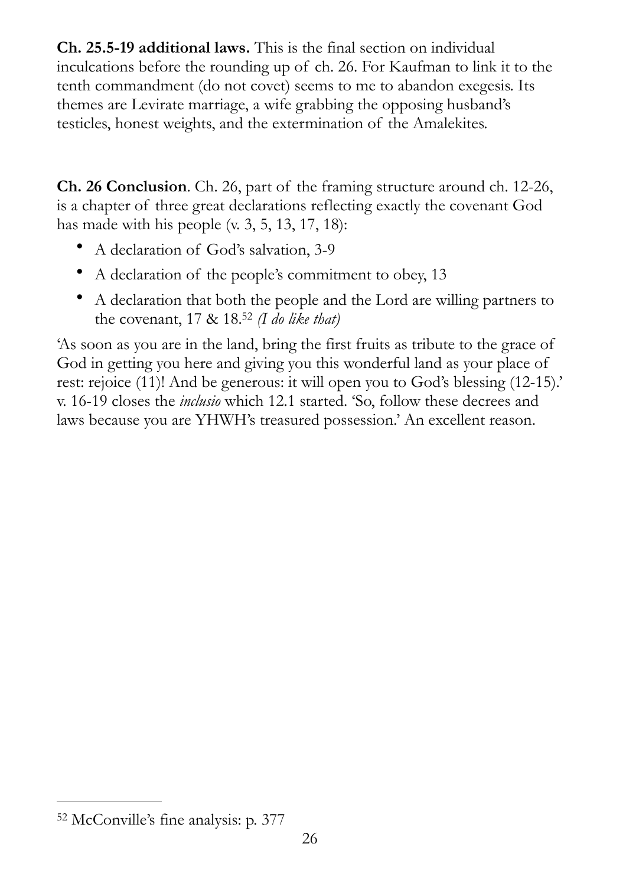**Ch. 25.5-19 additional laws.** This is the final section on individual inculcations before the rounding up of ch. 26. For Kaufman to link it to the tenth commandment (do not covet) seems to me to abandon exegesis. Its themes are Levirate marriage, a wife grabbing the opposing husband's testicles, honest weights, and the extermination of the Amalekites.

**Ch. 26 Conclusion**. Ch. 26, part of the framing structure around ch. 12-26, is a chapter of three great declarations reflecting exactly the covenant God has made with his people (v. 3, 5, 13, 17, 18):

- A declaration of God's salvation, 3-9
- A declaration of the people's commitment to obey, 13
- A declaration that both the people and the Lord are willing partners to the covenant, 17 & 18.[52] *(I do like that)*

'As soon as you are in the land, bring the first fruits as tribute to the grace of God in getting you here and giving you this wonderful land as your place of rest: rejoice (11)! And be generous: it will open you to God's blessing (12-15).' v. 16-19 closes the *inclusio* which 12.1 started. 'So, follow these decrees and laws because you are YHWH's treasured possession.' An excellent reason.

---

[52] McConville's fine analysis: p. 377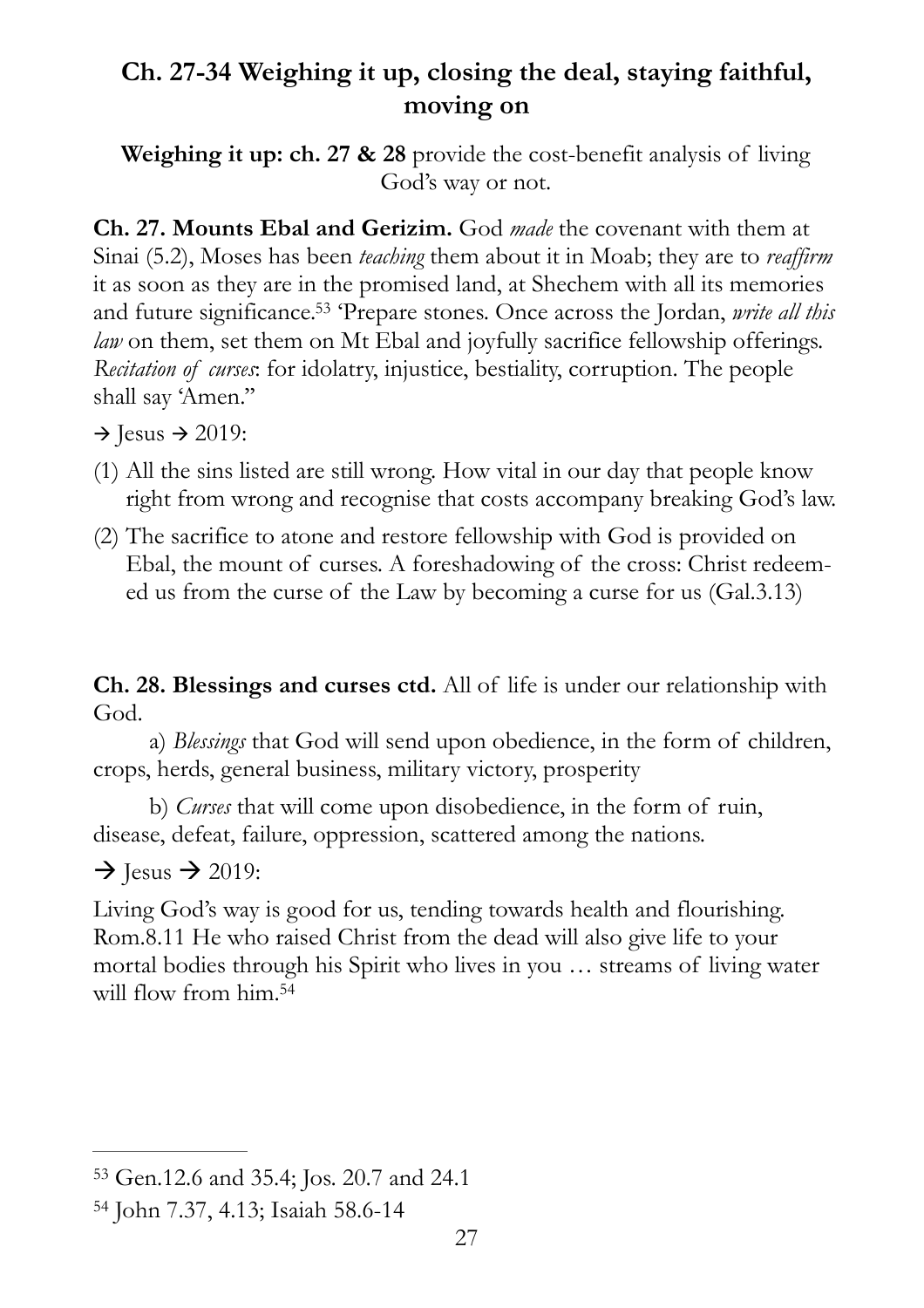## Ch. 27-34 Weighing it up, closing the deal, staying faithful, moving on

**Weighing it up: ch. 27 & 28** provide the cost-benefit analysis of living God's way or not.

**Ch. 27. Mounts Ebal and Gerizim.** God *made* the covenant with them at Sinai (5.2), Moses has been *teaching* them about it in Moab; they are to *reaffirm* it as soon as they are in the promised land, at Shechem with all its memories and future significance.[53] 'Prepare stones. Once across the Jordan, *write all this law* on them, set them on Mt Ebal and joyfully sacrifice fellowship offerings. *Recitation of curses*: for idolatry, injustice, bestiality, corruption. The people shall say 'Amen."

→ Jesus → 2019:

(1) All the sins listed are still wrong. How vital in our day that people know right from wrong and recognise that costs accompany breaking God's law.

(2) The sacrifice to atone and restore fellowship with God is provided on Ebal, the mount of curses. A foreshadowing of the cross: Christ redeemed us from the curse of the Law by becoming a curse for us (Gal.3.13)

**Ch. 28. Blessings and curses ctd.** All of life is under our relationship with God.

a) *Blessings* that God will send upon obedience, in the form of children, crops, herds, general business, military victory, prosperity

b) *Curses* that will come upon disobedience, in the form of ruin, disease, defeat, failure, oppression, scattered among the nations.

→ Jesus → 2019:

Living God's way is good for us, tending towards health and flourishing. Rom.8.11 He who raised Christ from the dead will also give life to your mortal bodies through his Spirit who lives in you … streams of living water will flow from him.[54]

---

[53] Gen.12.6 and 35.4; Jos. 20.7 and 24.1

[54] John 7.37, 4.13; Isaiah 58.6-14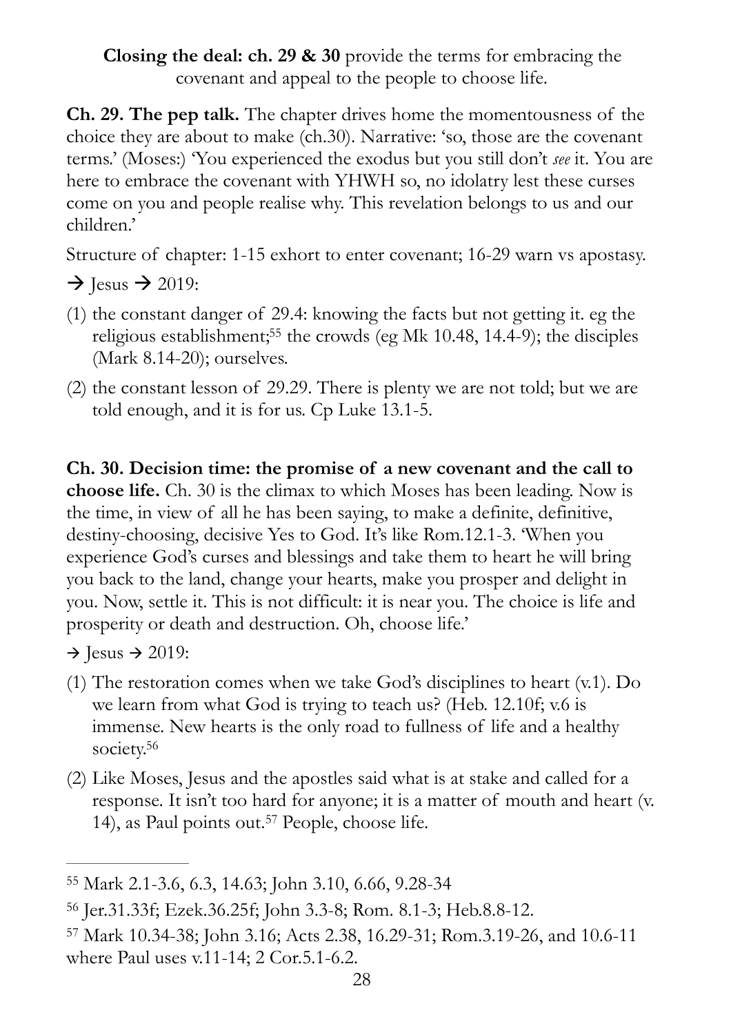**Closing the deal: ch. 29 & 30** provide the terms for embracing the covenant and appeal to the people to choose life.

**Ch. 29. The pep talk.** The chapter drives home the momentousness of the choice they are about to make (ch.30). Narrative: 'so, those are the covenant terms.' (Moses:) 'You experienced the exodus but you still don't *see* it. You are here to embrace the covenant with YHWH so, no idolatry lest these curses come on you and people realise why. This revelation belongs to us and our children.'

Structure of chapter: 1-15 exhort to enter covenant; 16-29 warn vs apostasy.

→ Jesus → 2019:

(1) the constant danger of 29.4: knowing the facts but not getting it. eg the religious establishment;[55] the crowds (eg Mk 10.48, 14.4-9); the disciples (Mark 8.14-20); ourselves.

(2) the constant lesson of 29.29. There is plenty we are not told; but we are told enough, and it is for us. Cp Luke 13.1-5.

**Ch. 30. Decision time: the promise of a new covenant and the call to choose life.** Ch. 30 is the climax to which Moses has been leading. Now is the time, in view of all he has been saying, to make a definite, definitive, destiny-choosing, decisive Yes to God. It's like Rom.12.1-3. 'When you experience God's curses and blessings and take them to heart he will bring you back to the land, change your hearts, make you prosper and delight in you. Now, settle it. This is not difficult: it is near you. The choice is life and prosperity or death and destruction. Oh, choose life.'

→ Jesus → 2019:

(1) The restoration comes when we take God's disciplines to heart (v.1). Do we learn from what God is trying to teach us? (Heb. 12.10f; v.6 is immense. New hearts is the only road to fullness of life and a healthy society.[56]

(2) Like Moses, Jesus and the apostles said what is at stake and called for a response. It isn't too hard for anyone; it is a matter of mouth and heart (v. 14), as Paul points out.[57] People, choose life.

---

[55] Mark 2.1-3.6, 6.3, 14.63; John 3.10, 6.66, 9.28-34

[56] Jer.31.33f; Ezek.36.25f; John 3.3-8; Rom. 8.1-3; Heb.8.8-12.

[57] Mark 10.34-38; John 3.16; Acts 2.38, 16.29-31; Rom.3.19-26, and 10.6-11 where Paul uses v.11-14; 2 Cor.5.1-6.2.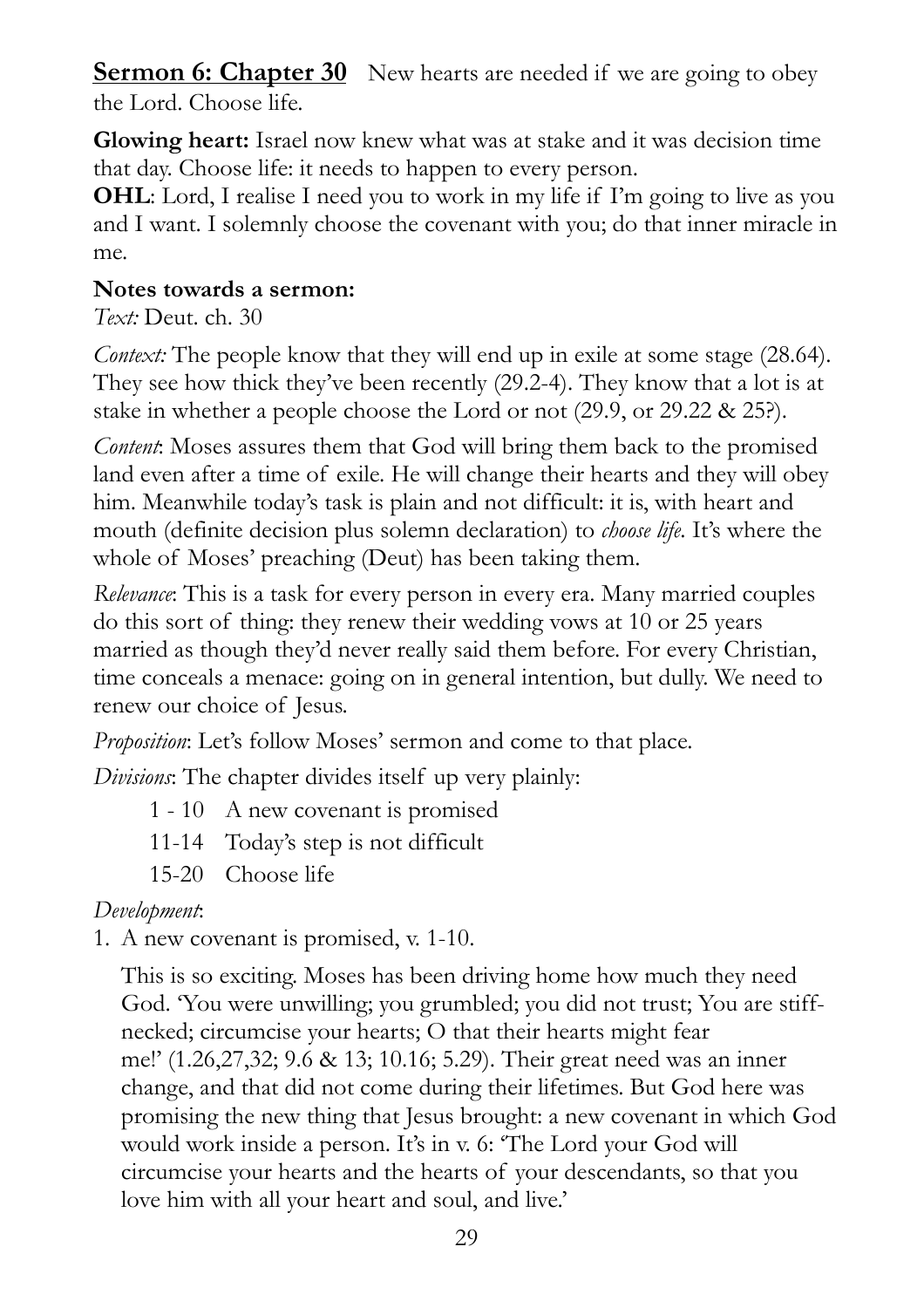**Sermon 6: Chapter 30** New hearts are needed if we are going to obey the Lord. Choose life.

**Glowing heart:** Israel now knew what was at stake and it was decision time that day. Choose life: it needs to happen to every person.

**OHL**: Lord, I realise I need you to work in my life if I'm going to live as you and I want. I solemnly choose the covenant with you; do that inner miracle in me.

**Notes towards a sermon:**

*Text:* Deut. ch. 30

*Context:* The people know that they will end up in exile at some stage (28.64). They see how thick they've been recently (29.2-4). They know that a lot is at stake in whether a people choose the Lord or not (29.9, or 29.22 & 25?).

*Content*: Moses assures them that God will bring them back to the promised land even after a time of exile. He will change their hearts and they will obey him. Meanwhile today's task is plain and not difficult: it is, with heart and mouth (definite decision plus solemn declaration) to *choose life*. It's where the whole of Moses' preaching (Deut) has been taking them.

*Relevance*: This is a task for every person in every era. Many married couples do this sort of thing: they renew their wedding vows at 10 or 25 years married as though they'd never really said them before. For every Christian, time conceals a menace: going on in general intention, but dully. We need to renew our choice of Jesus.

*Proposition*: Let's follow Moses' sermon and come to that place.

*Divisions*: The chapter divides itself up very plainly:

- 1 - 10 A new covenant is promised
- 11-14 Today's step is not difficult
- 15-20 Choose life

*Development*:

1. A new covenant is promised, v. 1-10.

   This is so exciting. Moses has been driving home how much they need God. 'You were unwilling; you grumbled; you did not trust; You are stiff-necked; circumcise your hearts; O that their hearts might fear me!' (1.26,27,32; 9.6 & 13; 10.16; 5.29). Their great need was an inner change, and that did not come during their lifetimes. But God here was promising the new thing that Jesus brought: a new covenant in which God would work inside a person. It's in v. 6: 'The Lord your God will circumcise your hearts and the hearts of your descendants, so that you love him with all your heart and soul, and live.'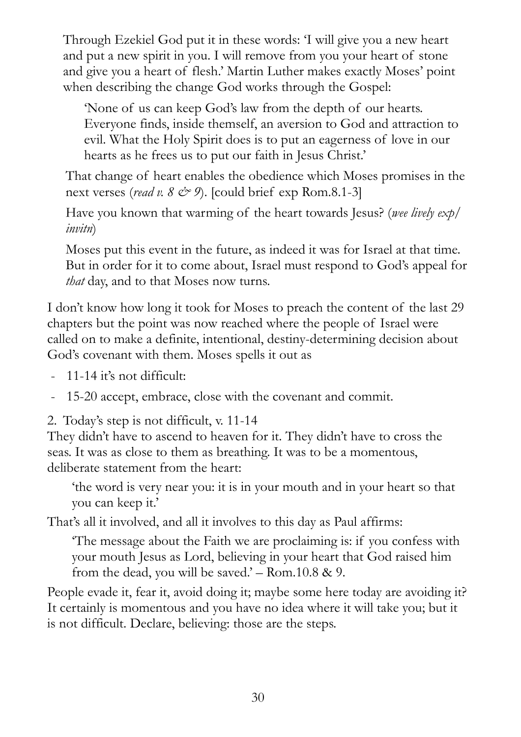Through Ezekiel God put it in these words: 'I will give you a new heart and put a new spirit in you. I will remove from you your heart of stone and give you a heart of flesh.' Martin Luther makes exactly Moses' point when describing the change God works through the Gospel:

> 'None of us can keep God's law from the depth of our hearts. Everyone finds, inside themself, an aversion to God and attraction to evil. What the Holy Spirit does is to put an eagerness of love in our hearts as he frees us to put our faith in Jesus Christ.'

That change of heart enables the obedience which Moses promises in the next verses (*read v. 8 & 9*). [could brief exp Rom.8.1-3]

Have you known that warming of the heart towards Jesus? (*wee lively exp/invitn*)

Moses put this event in the future, as indeed it was for Israel at that time. But in order for it to come about, Israel must respond to God's appeal for *that* day, and to that Moses now turns.

I don't know how long it took for Moses to preach the content of the last 29 chapters but the point was now reached where the people of Israel were called on to make a definite, intentional, destiny-determining decision about God's covenant with them. Moses spells it out as

- 11-14 it's not difficult:
- 15-20 accept, embrace, close with the covenant and commit.

2. Today's step is not difficult, v. 11-14

They didn't have to ascend to heaven for it. They didn't have to cross the seas. It was as close to them as breathing. It was to be a momentous, deliberate statement from the heart:

> 'the word is very near you: it is in your mouth and in your heart so that you can keep it.'

That's all it involved, and all it involves to this day as Paul affirms:

> 'The message about the Faith we are proclaiming is: if you confess with your mouth Jesus as Lord, believing in your heart that God raised him from the dead, you will be saved.' – Rom.10.8 & 9.

People evade it, fear it, avoid doing it; maybe some here today are avoiding it? It certainly is momentous and you have no idea where it will take you; but it is not difficult. Declare, believing: those are the steps.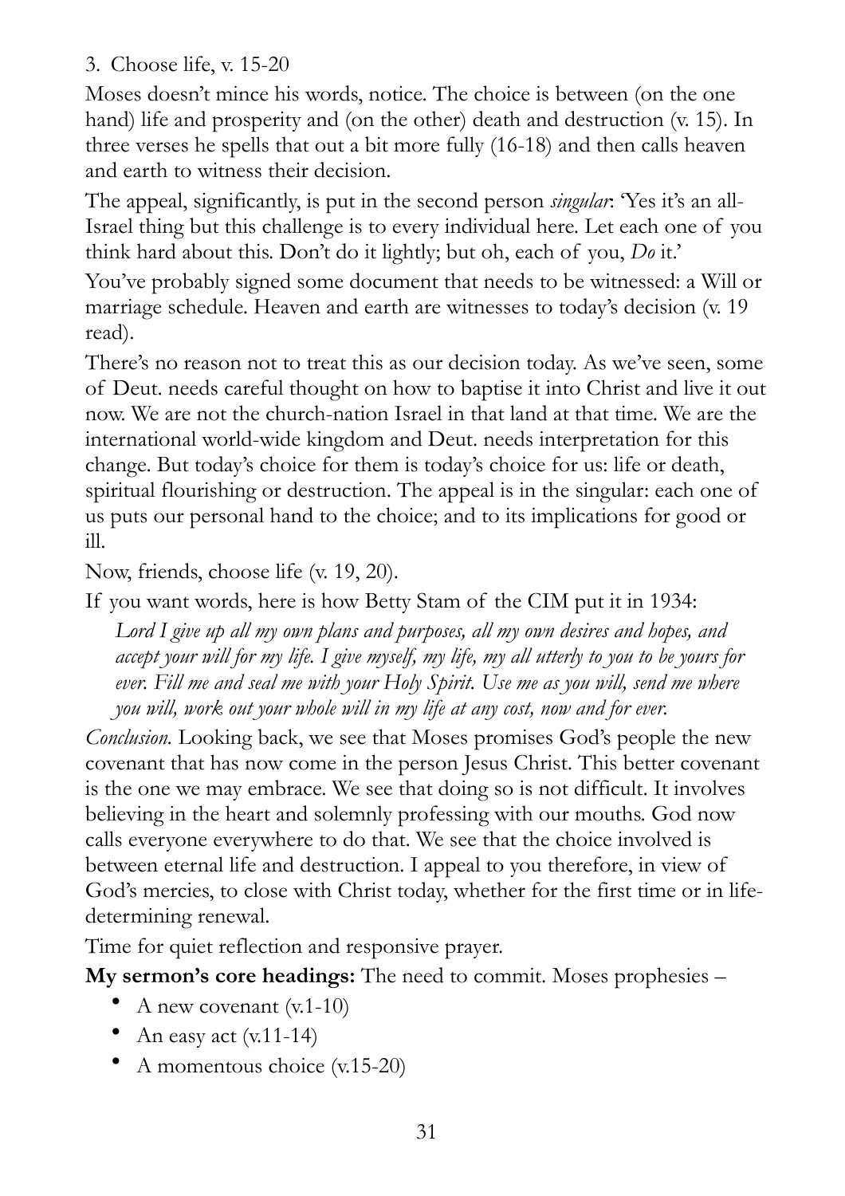3. Choose life, v. 15-20

Moses doesn't mince his words, notice. The choice is between (on the one hand) life and prosperity and (on the other) death and destruction (v. 15). In three verses he spells that out a bit more fully (16-18) and then calls heaven and earth to witness their decision.

The appeal, significantly, is put in the second person *singular*: 'Yes it's an all-Israel thing but this challenge is to every individual here. Let each one of you think hard about this. Don't do it lightly; but oh, each of you, *Do* it.'

You've probably signed some document that needs to be witnessed: a Will or marriage schedule. Heaven and earth are witnesses to today's decision (v. 19 read).

There's no reason not to treat this as our decision today. As we've seen, some of Deut. needs careful thought on how to baptise it into Christ and live it out now. We are not the church-nation Israel in that land at that time. We are the international world-wide kingdom and Deut. needs interpretation for this change. But today's choice for them is today's choice for us: life or death, spiritual flourishing or destruction. The appeal is in the singular: each one of us puts our personal hand to the choice; and to its implications for good or ill.

Now, friends, choose life (v. 19, 20).

If you want words, here is how Betty Stam of the CIM put it in 1934:

> *Lord I give up all my own plans and purposes, all my own desires and hopes, and accept your will for my life. I give myself, my life, my all utterly to you to be yours for ever. Fill me and seal me with your Holy Spirit. Use me as you will, send me where you will, work out your whole will in my life at any cost, now and for ever.*

*Conclusion.* Looking back, we see that Moses promises God's people the new covenant that has now come in the person Jesus Christ. This better covenant is the one we may embrace. We see that doing so is not difficult. It involves believing in the heart and solemnly professing with our mouths. God now calls everyone everywhere to do that. We see that the choice involved is between eternal life and destruction. I appeal to you therefore, in view of God's mercies, to close with Christ today, whether for the first time or in life-determining renewal.

Time for quiet reflection and responsive prayer.

**My sermon's core headings:** The need to commit. Moses prophesies –

- A new covenant (v.1-10)
- An easy act (v.11-14)
- A momentous choice (v.15-20)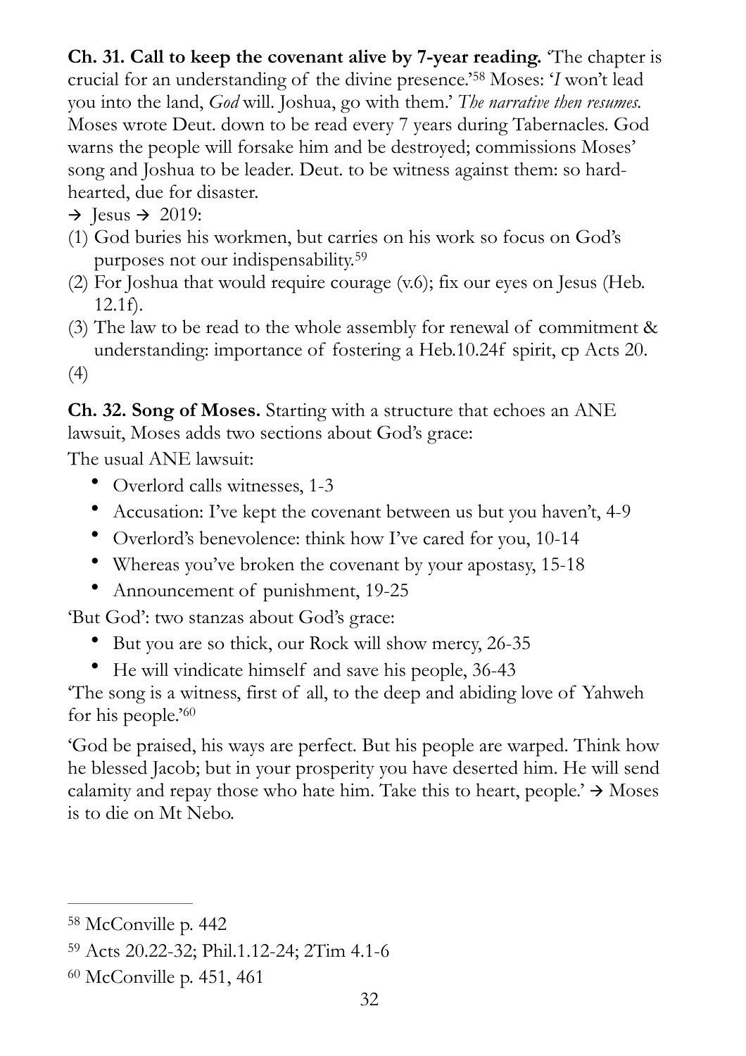**Ch. 31. Call to keep the covenant alive by 7-year reading.** 'The chapter is crucial for an understanding of the divine presence.'[58] Moses: '*I* won't lead you into the land, *God* will. Joshua, go with them.' *The narrative then resumes.* Moses wrote Deut. down to be read every 7 years during Tabernacles. God warns the people will forsake him and be destroyed; commissions Moses' song and Joshua to be leader. Deut. to be witness against them: so hard-hearted, due for disaster.

→ Jesus → 2019:

(1) God buries his workmen, but carries on his work so focus on God's purposes not our indispensability.[59]
(2) For Joshua that would require courage (v.6); fix our eyes on Jesus (Heb. 12.1f).
(3) The law to be read to the whole assembly for renewal of commitment & understanding: importance of fostering a Heb.10.24f spirit, cp Acts 20.
(4)

**Ch. 32. Song of Moses.** Starting with a structure that echoes an ANE lawsuit, Moses adds two sections about God's grace:

The usual ANE lawsuit:

- Overlord calls witnesses, 1-3
- Accusation: I've kept the covenant between us but you haven't, 4-9
- Overlord's benevolence: think how I've cared for you, 10-14
- Whereas you've broken the covenant by your apostasy, 15-18
- Announcement of punishment, 19-25

'But God': two stanzas about God's grace:

- But you are so thick, our Rock will show mercy, 26-35
- He will vindicate himself and save his people, 36-43

'The song is a witness, first of all, to the deep and abiding love of Yahweh for his people.'[60]

'God be praised, his ways are perfect. But his people are warped. Think how he blessed Jacob; but in your prosperity you have deserted him. He will send calamity and repay those who hate him. Take this to heart, people.' → Moses is to die on Mt Nebo.

---

[58] McConville p. 442

[59] Acts 20.22-32; Phil.1.12-24; 2Tim 4.1-6

[60] McConville p. 451, 461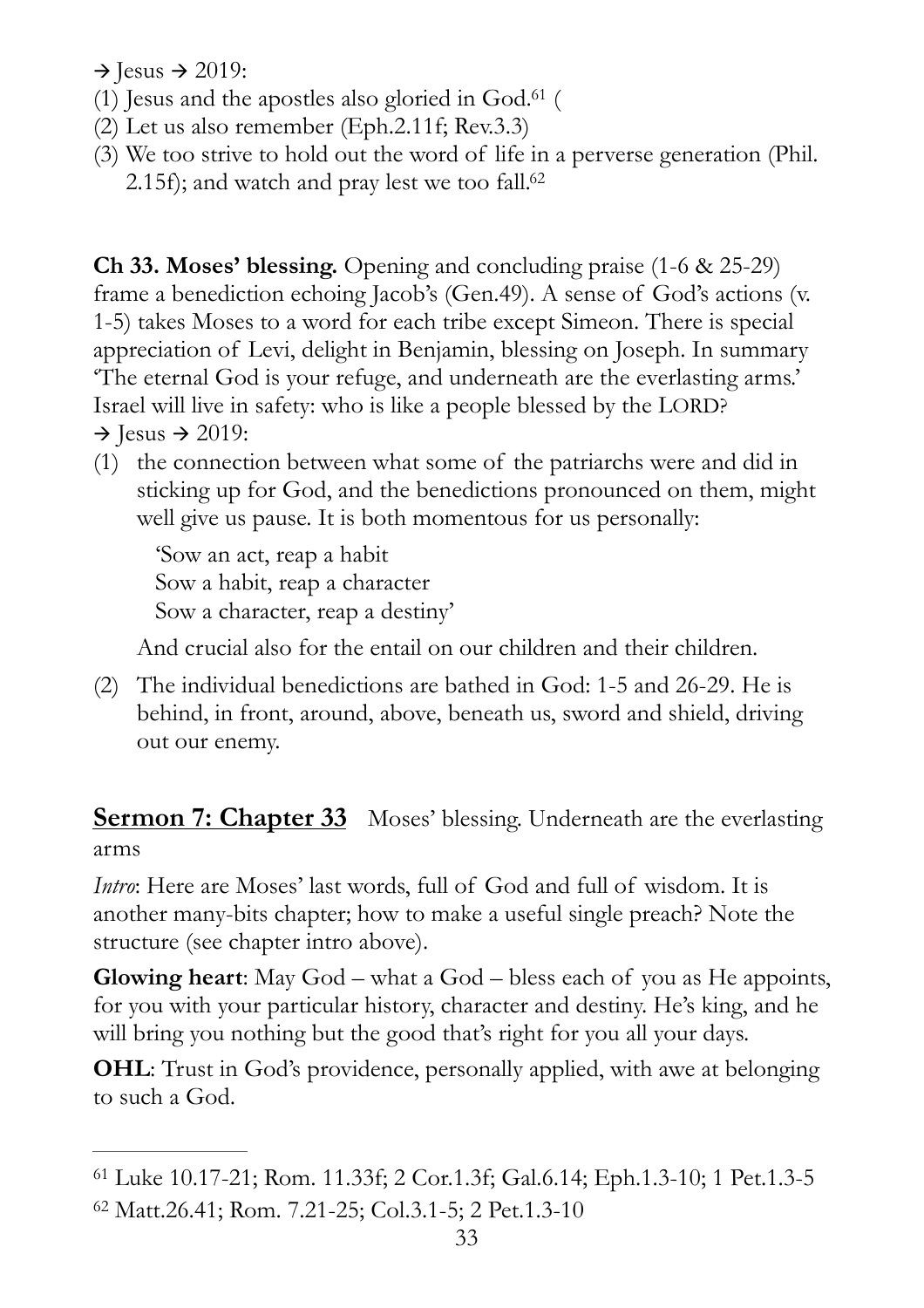→ Jesus → 2019:

(1) Jesus and the apostles also gloried in God.[61] (
(2) Let us also remember (Eph.2.11f; Rev.3.3)
(3) We too strive to hold out the word of life in a perverse generation (Phil. 2.15f); and watch and pray lest we too fall.[62]

**Ch 33. Moses' blessing.** Opening and concluding praise (1-6 & 25-29) frame a benediction echoing Jacob's (Gen.49). A sense of God's actions (v. 1-5) takes Moses to a word for each tribe except Simeon. There is special appreciation of Levi, delight in Benjamin, blessing on Joseph. In summary 'The eternal God is your refuge, and underneath are the everlasting arms.' Israel will live in safety: who is like a people blessed by the LORD?

→ Jesus → 2019:

(1) the connection between what some of the patriarchs were and did in sticking up for God, and the benedictions pronounced on them, might well give us pause. It is both momentous for us personally:

    'Sow an act, reap a habit
    Sow a habit, reap a character
    Sow a character, reap a destiny'

    And crucial also for the entail on our children and their children.

(2) The individual benedictions are bathed in God: 1-5 and 26-29. He is behind, in front, around, above, beneath us, sword and shield, driving out our enemy.

## **Sermon 7: Chapter 33** Moses' blessing. Underneath are the everlasting arms

*Intro*: Here are Moses' last words, full of God and full of wisdom. It is another many-bits chapter; how to make a useful single preach? Note the structure (see chapter intro above).

**Glowing heart**: May God – what a God – bless each of you as He appoints, for you with your particular history, character and destiny. He's king, and he will bring you nothing but the good that's right for you all your days.

**OHL**: Trust in God's providence, personally applied, with awe at belonging to such a God.

---

[61] Luke 10.17-21; Rom. 11.33f; 2 Cor.1.3f; Gal.6.14; Eph.1.3-10; 1 Pet.1.3-5

[62] Matt.26.41; Rom. 7.21-25; Col.3.1-5; 2 Pet.1.3-10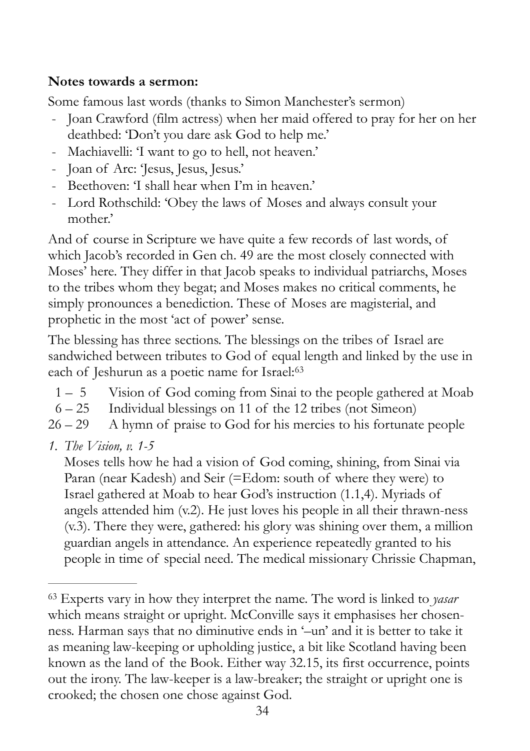**Notes towards a sermon:**

Some famous last words (thanks to Simon Manchester's sermon)

- Joan Crawford (film actress) when her maid offered to pray for her on her deathbed: 'Don't you dare ask God to help me.'
- Machiavelli: 'I want to go to hell, not heaven.'
- Joan of Arc: 'Jesus, Jesus, Jesus.'
- Beethoven: 'I shall hear when I'm in heaven.'
- Lord Rothschild: 'Obey the laws of Moses and always consult your mother.'

And of course in Scripture we have quite a few records of last words, of which Jacob's recorded in Gen ch. 49 are the most closely connected with Moses' here. They differ in that Jacob speaks to individual patriarchs, Moses to the tribes whom they begat; and Moses makes no critical comments, he simply pronounces a benediction. These of Moses are magisterial, and prophetic in the most 'act of power' sense.

The blessing has three sections. The blessings on the tribes of Israel are sandwiched between tributes to God of equal length and linked by the use in each of Jeshurun as a poetic name for Israel:[63]

1 – 5  Vision of God coming from Sinai to the people gathered at Moab
6 – 25  Individual blessings on 11 of the 12 tribes (not Simeon)
26 – 29  A hymn of praise to God for his mercies to his fortunate people

1. *The Vision, v. 1-5*

   Moses tells how he had a vision of God coming, shining, from Sinai via Paran (near Kadesh) and Seir (=Edom: south of where they were) to Israel gathered at Moab to hear God's instruction (1.1,4). Myriads of angels attended him (v.2). He just loves his people in all their thrawn-ness (v.3). There they were, gathered: his glory was shining over them, a million guardian angels in attendance. An experience repeatedly granted to his people in time of special need. The medical missionary Chrissie Chapman,

---

[63] Experts vary in how they interpret the name. The word is linked to *yasar* which means straight or upright. McConville says it emphasises her chosen-ness. Harman says that no diminutive ends in '–un' and it is better to take it as meaning law-keeping or upholding justice, a bit like Scotland having been known as the land of the Book. Either way 32.15, its first occurrence, points out the irony. The law-keeper is a law-breaker; the straight or upright one is crooked; the chosen one chose against God.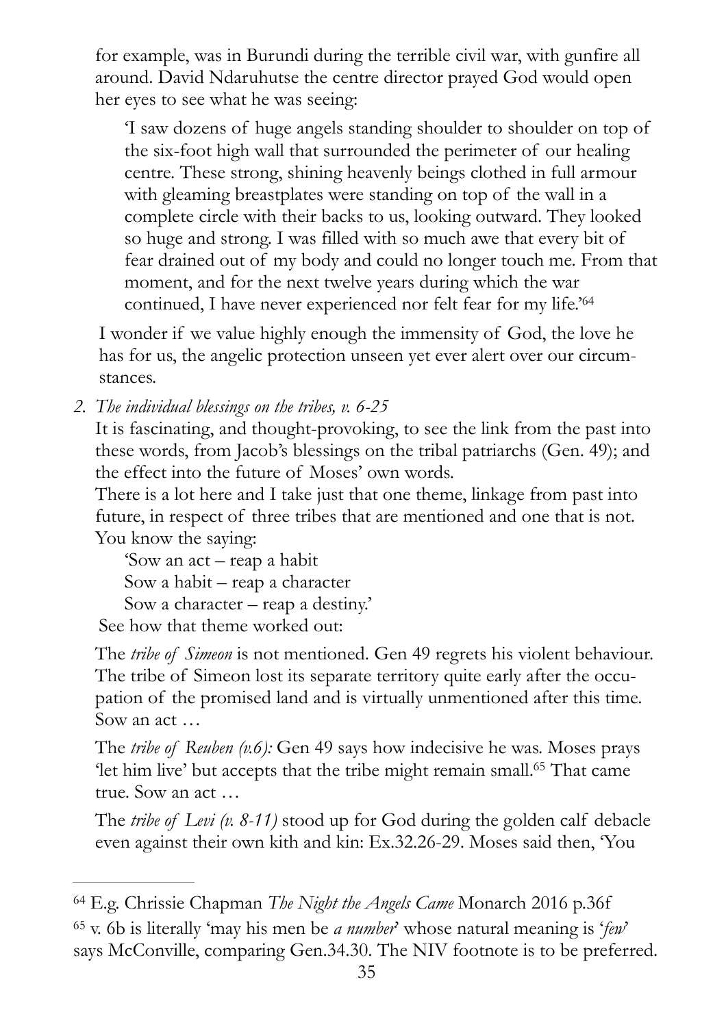for example, was in Burundi during the terrible civil war, with gunfire all around. David Ndaruhutse the centre director prayed God would open her eyes to see what he was seeing:

> 'I saw dozens of huge angels standing shoulder to shoulder on top of the six-foot high wall that surrounded the perimeter of our healing centre. These strong, shining heavenly beings clothed in full armour with gleaming breastplates were standing on top of the wall in a complete circle with their backs to us, looking outward. They looked so huge and strong. I was filled with so much awe that every bit of fear drained out of my body and could no longer touch me. From that moment, and for the next twelve years during which the war continued, I have never experienced nor felt fear for my life.'[64]

I wonder if we value highly enough the immensity of God, the love he has for us, the angelic protection unseen yet ever alert over our circumstances.

2. *The individual blessings on the tribes, v. 6-25*

It is fascinating, and thought-provoking, to see the link from the past into these words, from Jacob's blessings on the tribal patriarchs (Gen. 49); and the effect into the future of Moses' own words.

There is a lot here and I take just that one theme, linkage from past into future, in respect of three tribes that are mentioned and one that is not. You know the saying:

> 'Sow an act – reap a habit
> Sow a habit – reap a character
> Sow a character – reap a destiny.'

See how that theme worked out:

The *tribe of Simeon* is not mentioned. Gen 49 regrets his violent behaviour. The tribe of Simeon lost its separate territory quite early after the occupation of the promised land and is virtually unmentioned after this time. Sow an act …

The *tribe of Reuben (v.6):* Gen 49 says how indecisive he was. Moses prays 'let him live' but accepts that the tribe might remain small.[65] That came true. Sow an act …

The *tribe of Levi (v. 8-11)* stood up for God during the golden calf debacle even against their own kith and kin: Ex.32.26-29. Moses said then, 'You

---

[64] E.g. Chrissie Chapman *The Night the Angels Came* Monarch 2016 p.36f

[65] v. 6b is literally 'may his men be *a number*' whose natural meaning is '*few*' says McConville, comparing Gen.34.30. The NIV footnote is to be preferred.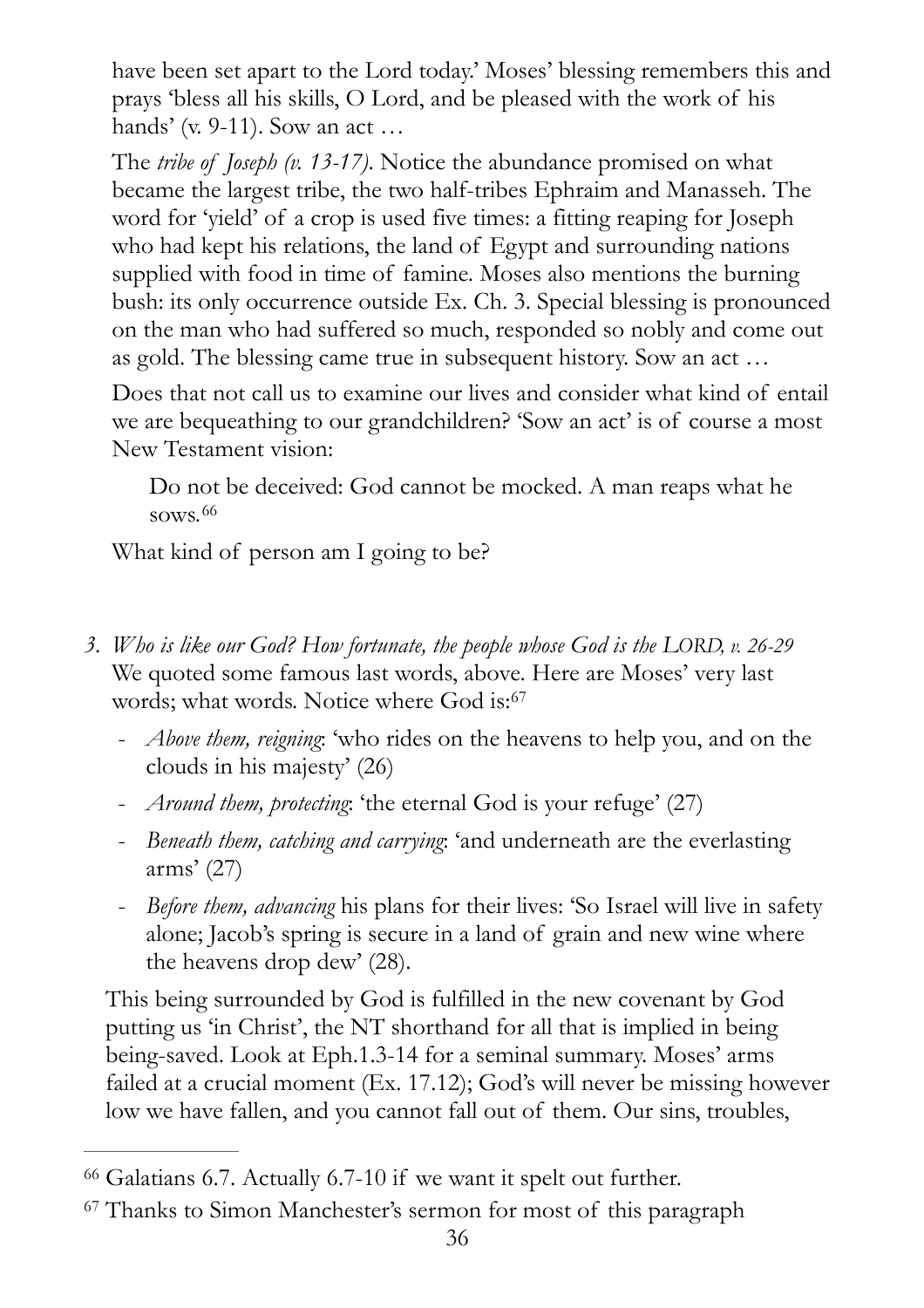have been set apart to the Lord today.' Moses' blessing remembers this and prays 'bless all his skills, O Lord, and be pleased with the work of his hands' (v. 9-11). Sow an act …

The *tribe of Joseph (v. 13-17)*. Notice the abundance promised on what became the largest tribe, the two half-tribes Ephraim and Manasseh. The word for 'yield' of a crop is used five times: a fitting reaping for Joseph who had kept his relations, the land of Egypt and surrounding nations supplied with food in time of famine. Moses also mentions the burning bush: its only occurrence outside Ex. Ch. 3. Special blessing is pronounced on the man who had suffered so much, responded so nobly and come out as gold. The blessing came true in subsequent history. Sow an act …

Does that not call us to examine our lives and consider what kind of entail we are bequeathing to our grandchildren? 'Sow an act' is of course a most New Testament vision:

> Do not be deceived: God cannot be mocked. A man reaps what he sows.[66]

What kind of person am I going to be?

3. *Who is like our God? How fortunate, the people whose God is the LORD, v. 26-29*
   We quoted some famous last words, above. Here are Moses' very last words; what words. Notice where God is:[67]
   - *Above them, reigning*: 'who rides on the heavens to help you, and on the clouds in his majesty' (26)
   - *Around them, protecting*: 'the eternal God is your refuge' (27)
   - *Beneath them, catching and carrying*: 'and underneath are the everlasting arms' (27)
   - *Before them, advancing* his plans for their lives: 'So Israel will live in safety alone; Jacob's spring is secure in a land of grain and new wine where the heavens drop dew' (28).

   This being surrounded by God is fulfilled in the new covenant by God putting us 'in Christ', the NT shorthand for all that is implied in being being-saved. Look at Eph.1.3-14 for a seminal summary. Moses' arms failed at a crucial moment (Ex. 17.12); God's will never be missing however low we have fallen, and you cannot fall out of them. Our sins, troubles,

---

[66] Galatians 6.7. Actually 6.7-10 if we want it spelt out further.

[67] Thanks to Simon Manchester's sermon for most of this paragraph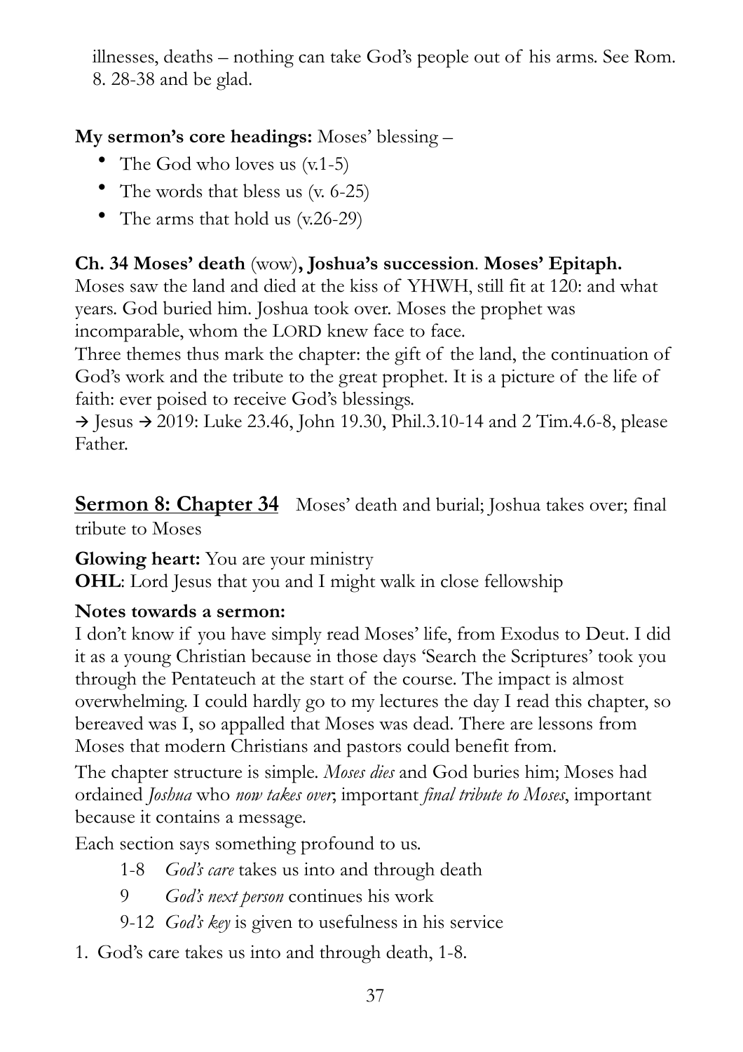illnesses, deaths – nothing can take God's people out of his arms. See Rom. 8. 28-38 and be glad.

**My sermon's core headings:** Moses' blessing –

- The God who loves us (v.1-5)
- The words that bless us (v. 6-25)
- The arms that hold us (v.26-29)

**Ch. 34 Moses' death** (wow)**, Joshua's succession**. **Moses' Epitaph.**
Moses saw the land and died at the kiss of YHWH, still fit at 120: and what years. God buried him. Joshua took over. Moses the prophet was incomparable, whom the LORD knew face to face.
Three themes thus mark the chapter: the gift of the land, the continuation of God's work and the tribute to the great prophet. It is a picture of the life of faith: ever poised to receive God's blessings.
→ Jesus → 2019: Luke 23.46, John 19.30, Phil.3.10-14 and 2 Tim.4.6-8, please Father.

## **Sermon 8: Chapter 34** Moses' death and burial; Joshua takes over; final tribute to Moses

**Glowing heart:** You are your ministry
**OHL**: Lord Jesus that you and I might walk in close fellowship

**Notes towards a sermon:**
I don't know if you have simply read Moses' life, from Exodus to Deut. I did it as a young Christian because in those days 'Search the Scriptures' took you through the Pentateuch at the start of the course. The impact is almost overwhelming. I could hardly go to my lectures the day I read this chapter, so bereaved was I, so appalled that Moses was dead. There are lessons from Moses that modern Christians and pastors could benefit from.
The chapter structure is simple. *Moses dies* and God buries him; Moses had ordained *Joshua* who *now takes over*; important *final tribute to Moses*, important because it contains a message.
Each section says something profound to us.

1-8 *God's care* takes us into and through death
9 *God's next person* continues his work
9-12 *God's key* is given to usefulness in his service

1. God's care takes us into and through death, 1-8.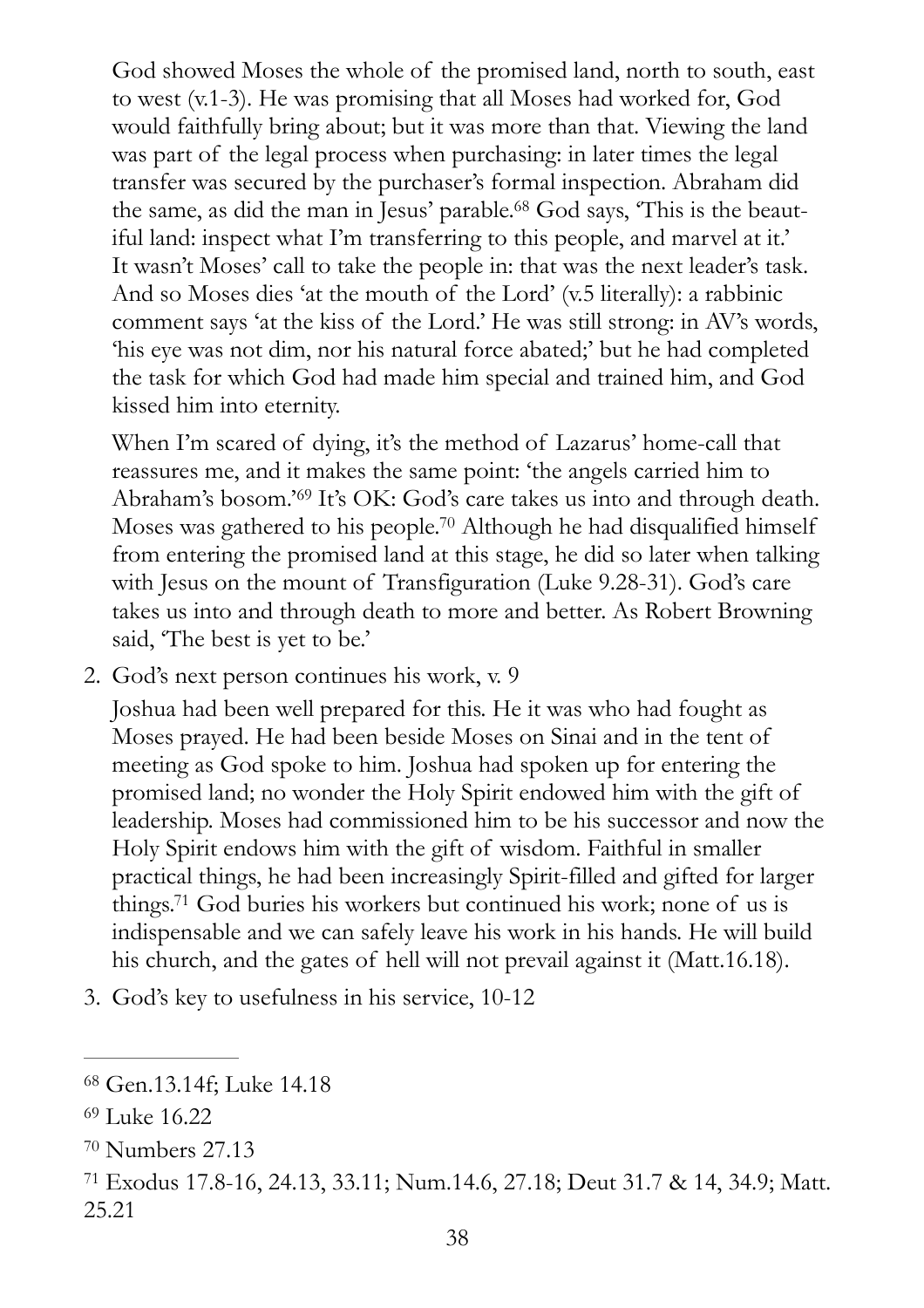God showed Moses the whole of the promised land, north to south, east to west (v.1-3). He was promising that all Moses had worked for, God would faithfully bring about; but it was more than that. Viewing the land was part of the legal process when purchasing: in later times the legal transfer was secured by the purchaser's formal inspection. Abraham did the same, as did the man in Jesus' parable.[68] God says, 'This is the beautiful land: inspect what I'm transferring to this people, and marvel at it.' It wasn't Moses' call to take the people in: that was the next leader's task. And so Moses dies 'at the mouth of the Lord' (v.5 literally): a rabbinic comment says 'at the kiss of the Lord.' He was still strong: in AV's words, 'his eye was not dim, nor his natural force abated;' but he had completed the task for which God had made him special and trained him, and God kissed him into eternity.

When I'm scared of dying, it's the method of Lazarus' home-call that reassures me, and it makes the same point: 'the angels carried him to Abraham's bosom.'[69] It's OK: God's care takes us into and through death. Moses was gathered to his people.[70] Although he had disqualified himself from entering the promised land at this stage, he did so later when talking with Jesus on the mount of Transfiguration (Luke 9.28-31). God's care takes us into and through death to more and better. As Robert Browning said, 'The best is yet to be.'

2. God's next person continues his work, v. 9

Joshua had been well prepared for this. He it was who had fought as Moses prayed. He had been beside Moses on Sinai and in the tent of meeting as God spoke to him. Joshua had spoken up for entering the promised land; no wonder the Holy Spirit endowed him with the gift of leadership. Moses had commissioned him to be his successor and now the Holy Spirit endows him with the gift of wisdom. Faithful in smaller practical things, he had been increasingly Spirit-filled and gifted for larger things.[71] God buries his workers but continued his work; none of us is indispensable and we can safely leave his work in his hands. He will build his church, and the gates of hell will not prevail against it (Matt.16.18).

3. God's key to usefulness in his service, 10-12

---

[68] Gen.13.14f; Luke 14.18

[69] Luke 16.22

[70] Numbers 27.13

[71] Exodus 17.8-16, 24.13, 33.11; Num.14.6, 27.18; Deut 31.7 & 14, 34.9; Matt. 25.21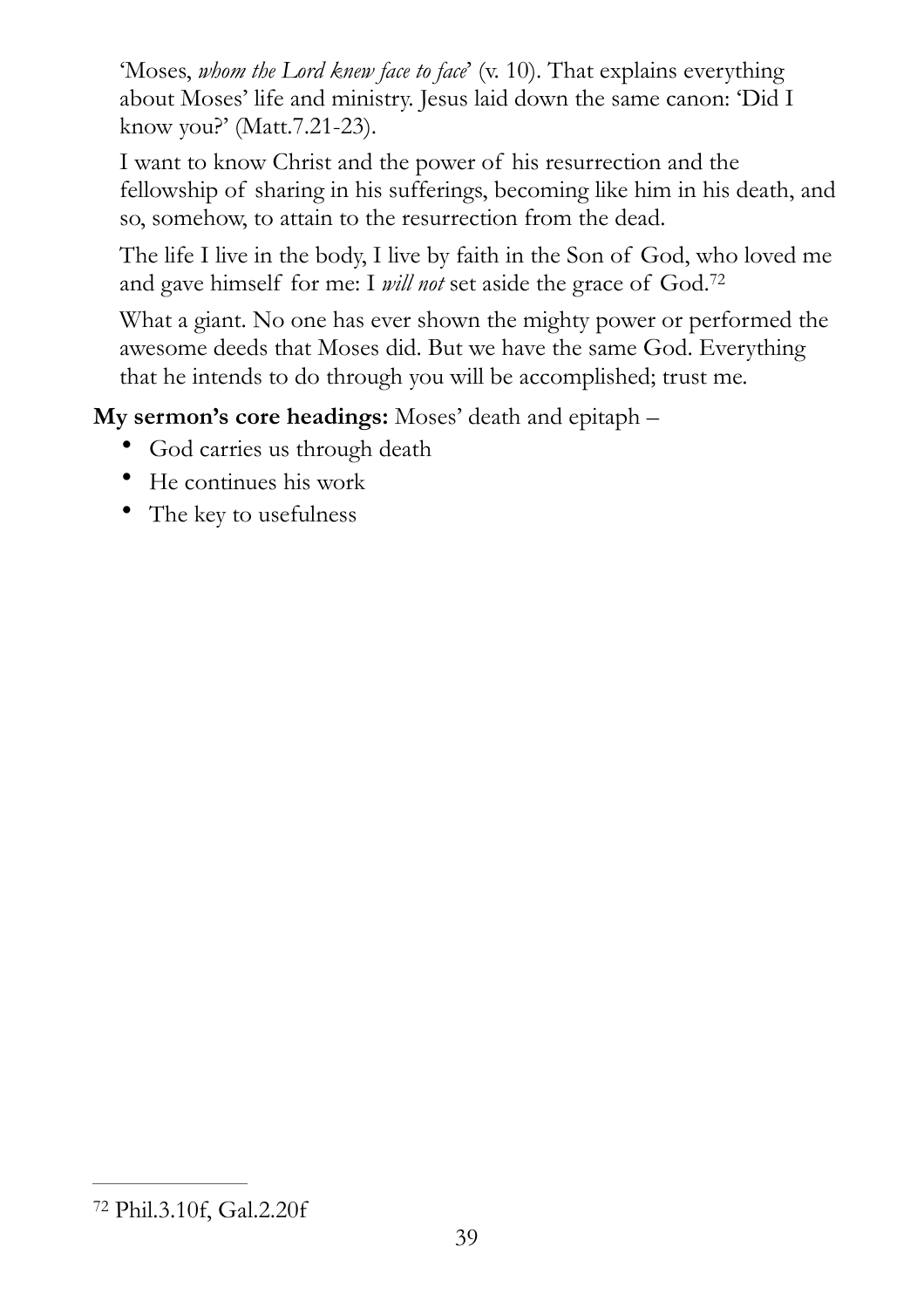'Moses, *whom the Lord knew face to face*' (v. 10). That explains everything about Moses' life and ministry. Jesus laid down the same canon: 'Did I know you?' (Matt.7.21-23).

I want to know Christ and the power of his resurrection and the fellowship of sharing in his sufferings, becoming like him in his death, and so, somehow, to attain to the resurrection from the dead.

The life I live in the body, I live by faith in the Son of God, who loved me and gave himself for me: I *will not* set aside the grace of God.[72]

What a giant. No one has ever shown the mighty power or performed the awesome deeds that Moses did. But we have the same God. Everything that he intends to do through you will be accomplished; trust me.

**My sermon's core headings:** Moses' death and epitaph –

- God carries us through death
- He continues his work
- The key to usefulness

---

[72] Phil.3.10f, Gal.2.20f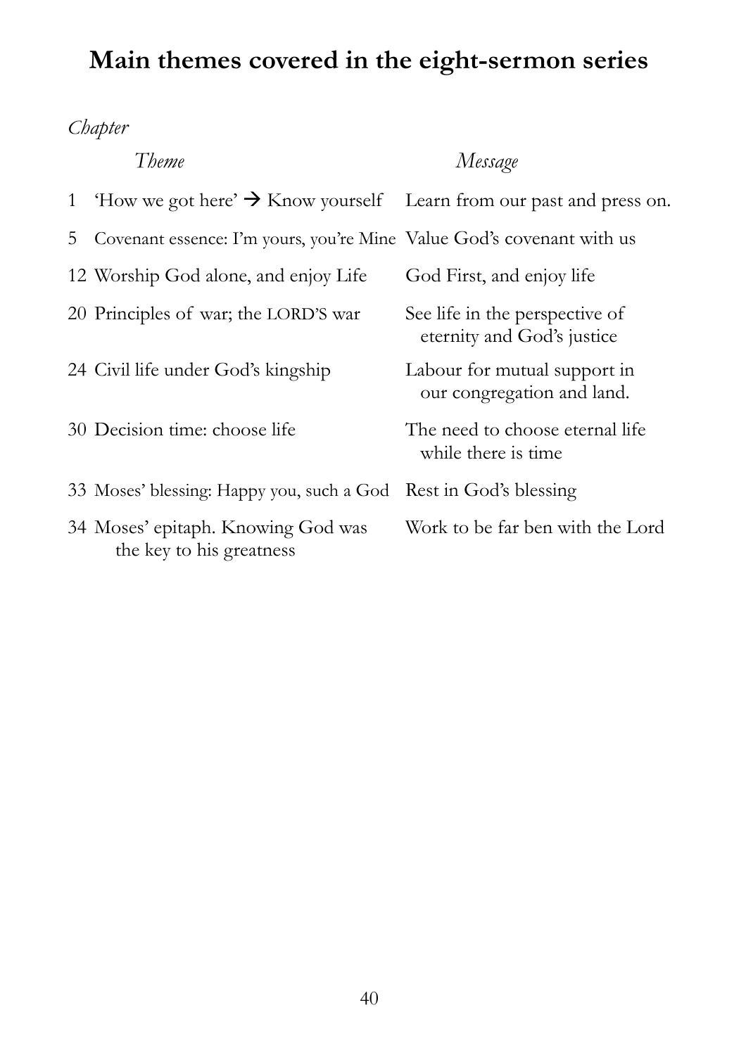# Main themes covered in the eight-sermon series

| *Chapter* | *Theme* | *Message* |
|---|---|---|
| 1 | 'How we got here' → Know yourself | Learn from our past and press on. |
| 5 | Covenant essence: I'm yours, you're Mine | Value God's covenant with us |
| 12 | Worship God alone, and enjoy Life | God First, and enjoy life |
| 20 | Principles of war; the LORD'S war | See life in the perspective of eternity and God's justice |
| 24 | Civil life under God's kingship | Labour for mutual support in our congregation and land. |
| 30 | Decision time: choose life | The need to choose eternal life while there is time |
| 33 | Moses' blessing: Happy you, such a God | Rest in God's blessing |
| 34 | Moses' epitaph. Knowing God was the key to his greatness | Work to be far ben with the Lord |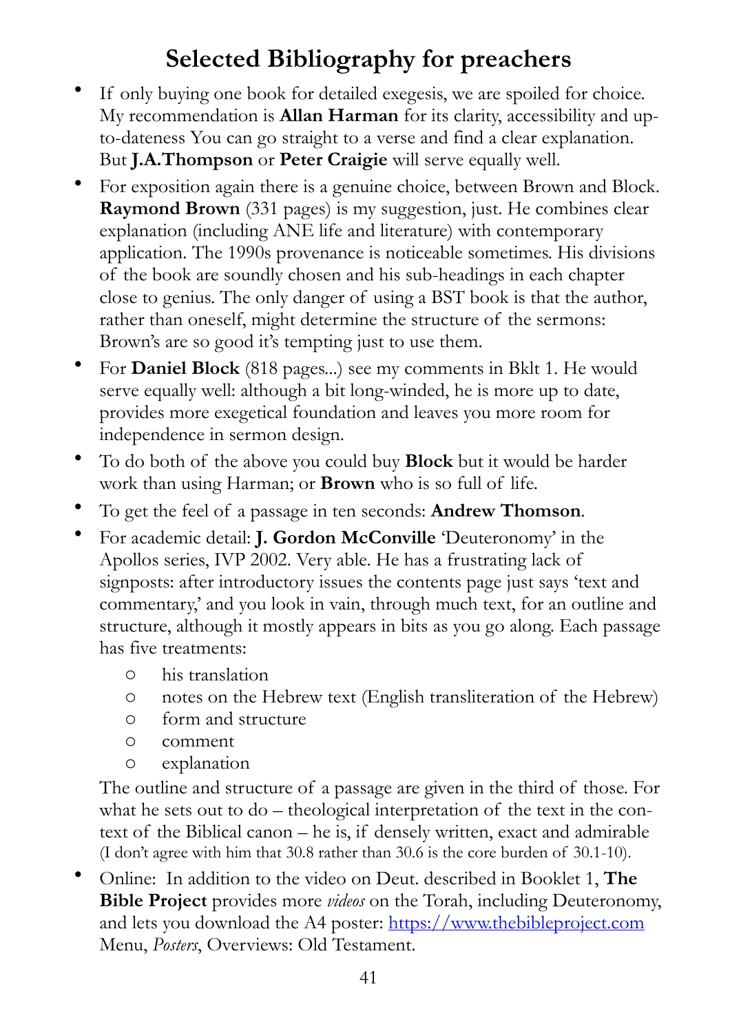# Selected Bibliography for preachers

- If only buying one book for detailed exegesis, we are spoiled for choice. My recommendation is **Allan Harman** for its clarity, accessibility and up-to-dateness You can go straight to a verse and find a clear explanation. But **J.A.Thompson** or **Peter Craigie** will serve equally well.
- For exposition again there is a genuine choice, between Brown and Block. **Raymond Brown** (331 pages) is my suggestion, just. He combines clear explanation (including ANE life and literature) with contemporary application. The 1990s provenance is noticeable sometimes. His divisions of the book are soundly chosen and his sub-headings in each chapter close to genius. The only danger of using a BST book is that the author, rather than oneself, might determine the structure of the sermons: Brown's are so good it's tempting just to use them.
- For **Daniel Block** (818 pages...) see my comments in Bklt 1. He would serve equally well: although a bit long-winded, he is more up to date, provides more exegetical foundation and leaves you more room for independence in sermon design.
- To do both of the above you could buy **Block** but it would be harder work than using Harman; or **Brown** who is so full of life.
- To get the feel of a passage in ten seconds: **Andrew Thomson**.
- For academic detail: **J. Gordon McConville** 'Deuteronomy' in the Apollos series, IVP 2002. Very able. He has a frustrating lack of signposts: after introductory issues the contents page just says 'text and commentary,' and you look in vain, through much text, for an outline and structure, although it mostly appears in bits as you go along. Each passage has five treatments:
  - his translation
  - notes on the Hebrew text (English transliteration of the Hebrew)
  - form and structure
  - comment
  - explanation

  The outline and structure of a passage are given in the third of those. For what he sets out to do – theological interpretation of the text in the context of the Biblical canon – he is, if densely written, exact and admirable (I don't agree with him that 30.8 rather than 30.6 is the core burden of 30.1-10).
- Online: In addition to the video on Deut. described in Booklet 1, **The Bible Project** provides more *videos* on the Torah, including Deuteronomy, and lets you download the A4 poster: [https://www.thebibleproject.com](https://www.thebibleproject.com) Menu, *Posters*, Overviews: Old Testament.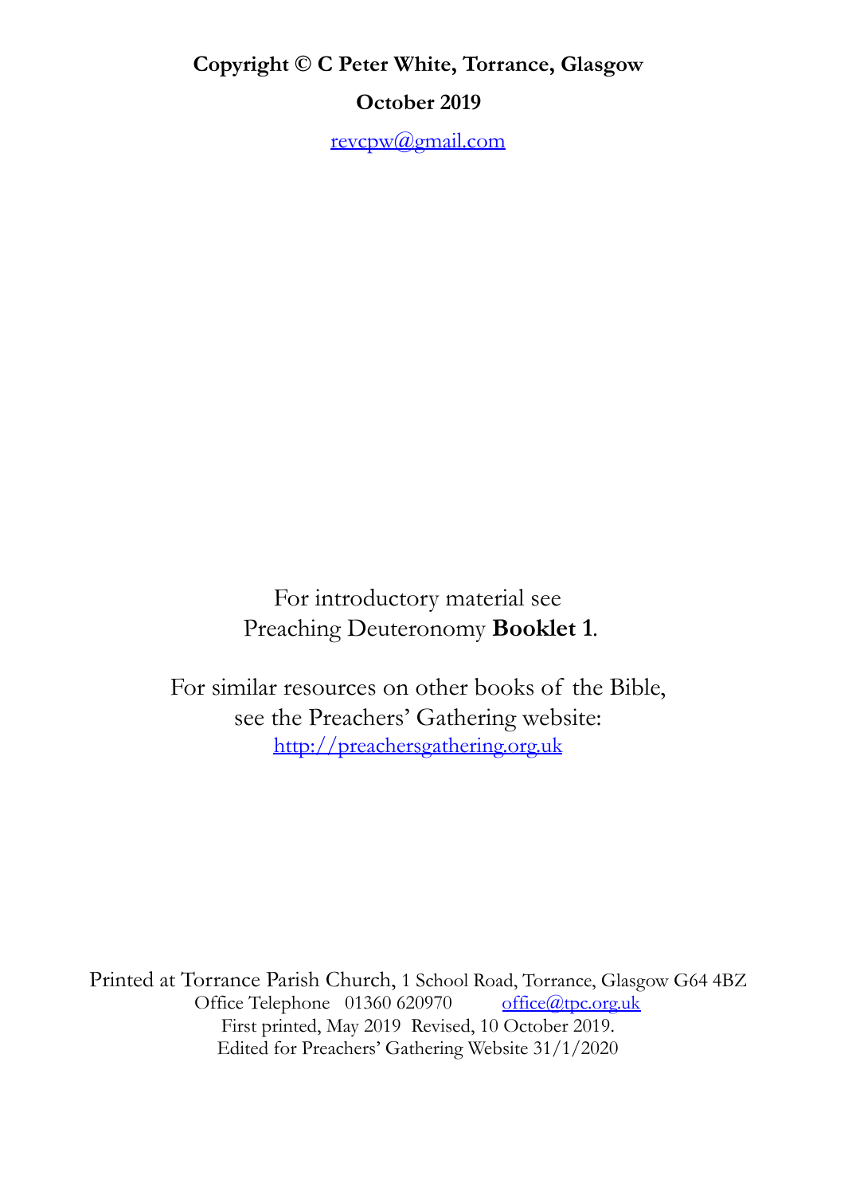**Copyright © C Peter White, Torrance, Glasgow**

**October 2019**

revcpw@gmail.com

For introductory material see
Preaching Deuteronomy **Booklet 1**.

For similar resources on other books of the Bible,
see the Preachers' Gathering website:
http://preachersgathering.org.uk

Printed at Torrance Parish Church, 1 School Road, Torrance, Glasgow G64 4BZ
Office Telephone 01360 620970 office@tpc.org.uk
First printed, May 2019 Revised, 10 October 2019.
Edited for Preachers' Gathering Website 31/1/2020